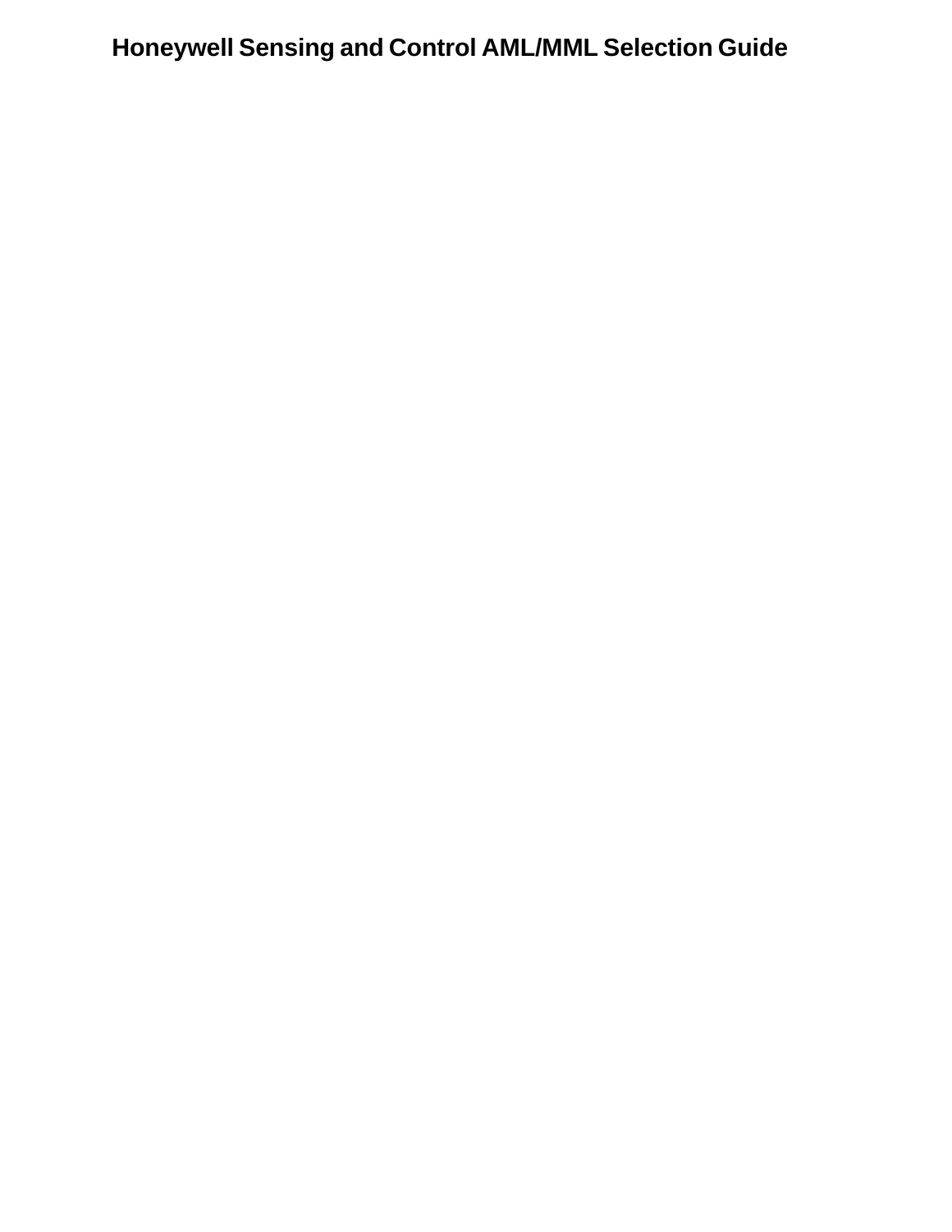# Honeywell Sensing and Control AML/MML Selection Guide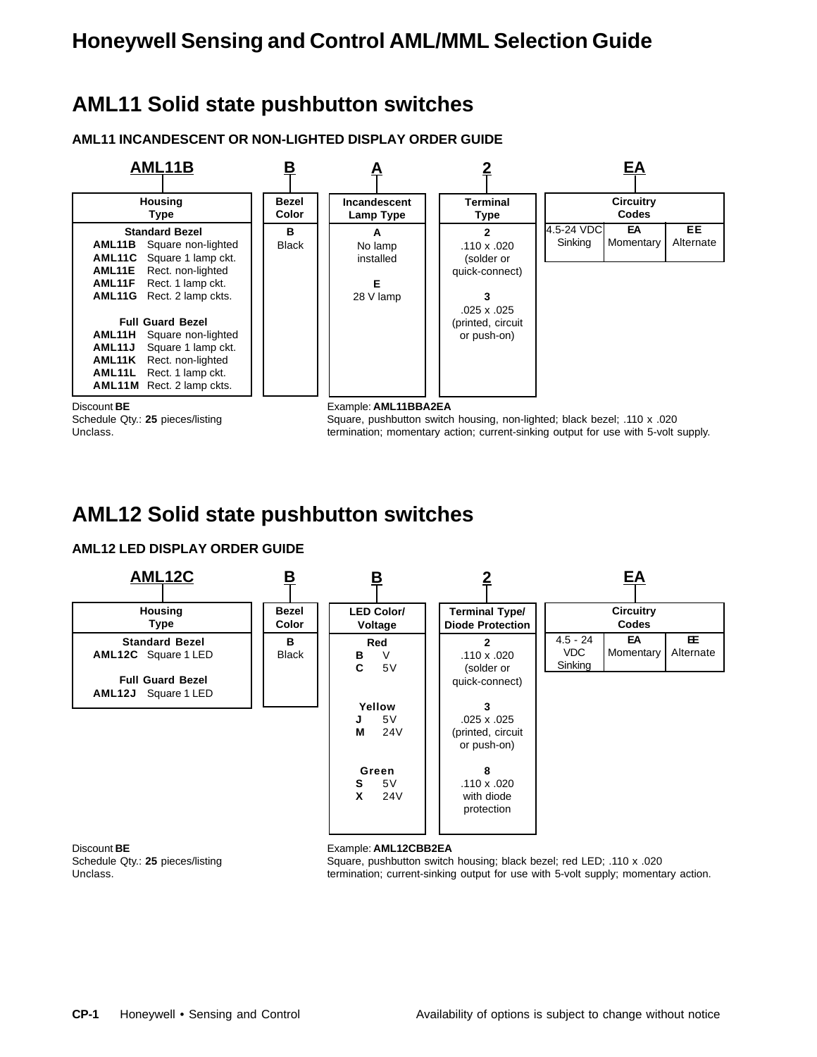# Honeywell Sensing and Control AML/MML Selection Guide

## AML11 Solid state pushbutton switches

### AML11 INCANDESCENT OR NON-LIGHTED DISPLAY ORDER GUIDE

| AML11B | B | A | 2 | EA |
|---|---|---|---|---|
| **Housing Type** | **Bezel Color** | **Incandescent Lamp Type** | **Terminal Type** | **Circuitry Codes** |
| **Standard Bezel**<br>**AML11B** Square non-lighted<br>**AML11C** Square 1 lamp ckt.<br>**AML11E** Rect. non-lighted<br>**AML11F** Rect. 1 lamp ckt.<br>**AML11G** Rect. 2 lamp ckts.<br><br>**Full Guard Bezel**<br>**AML11H** Square non-lighted<br>**AML11J** Square 1 lamp ckt.<br>**AML11K** Rect. non-lighted<br>**AML11L** Rect. 1 lamp ckt.<br>**AML11M** Rect. 2 lamp ckts. | **B**<br>Black | **A**<br>No lamp installed<br><br>**E**<br>28 V lamp | **2**<br>.110 x .020 (solder or quick-connect)<br><br>**3**<br>.025 x .025 (printed, circuit or push-on) | 4.5-24 VDC Sinking: **EA** Momentary, **EE** Alternate |

Discount **BE**
Schedule Qty.: **25** pieces/listing
Unclass.

Example: **AML11BBA2EA**
Square, pushbutton switch housing, non-lighted; black bezel; .110 x .020 termination; momentary action; current-sinking output for use with 5-volt supply.

## AML12 Solid state pushbutton switches

### AML12 LED DISPLAY ORDER GUIDE

| AML12C | B | B | 2 | EA |
|---|---|---|---|---|
| **Housing Type** | **Bezel Color** | **LED Color/ Voltage** | **Terminal Type/ Diode Protection** | **Circuitry Codes** |
| **Standard Bezel**<br>**AML12C** Square 1 LED<br><br>**Full Guard Bezel**<br>**AML12J** Square 1 LED | **B**<br>Black | **Red**<br>**B** V<br>**C** 5V<br><br>**Yellow**<br>**J** 5V<br>**M** 24V<br><br>**Green**<br>**S** 5V<br>**X** 24V | **2**<br>.110 x .020 (solder or quick-connect)<br><br>**3**<br>.025 x .025 (printed, circuit or push-on)<br><br>**8**<br>.110 x .020 with diode protection | 4.5 - 24 VDC Sinking: **EA** Momentary, **EE** Alternate |

Discount **BE**
Schedule Qty.: **25** pieces/listing
Unclass.

Example: **AML12CBB2EA**
Square, pushbutton switch housing; black bezel; red LED; .110 x .020 termination; current-sinking output for use with 5-volt supply; momentary action.

Availability of options is subject to change without notice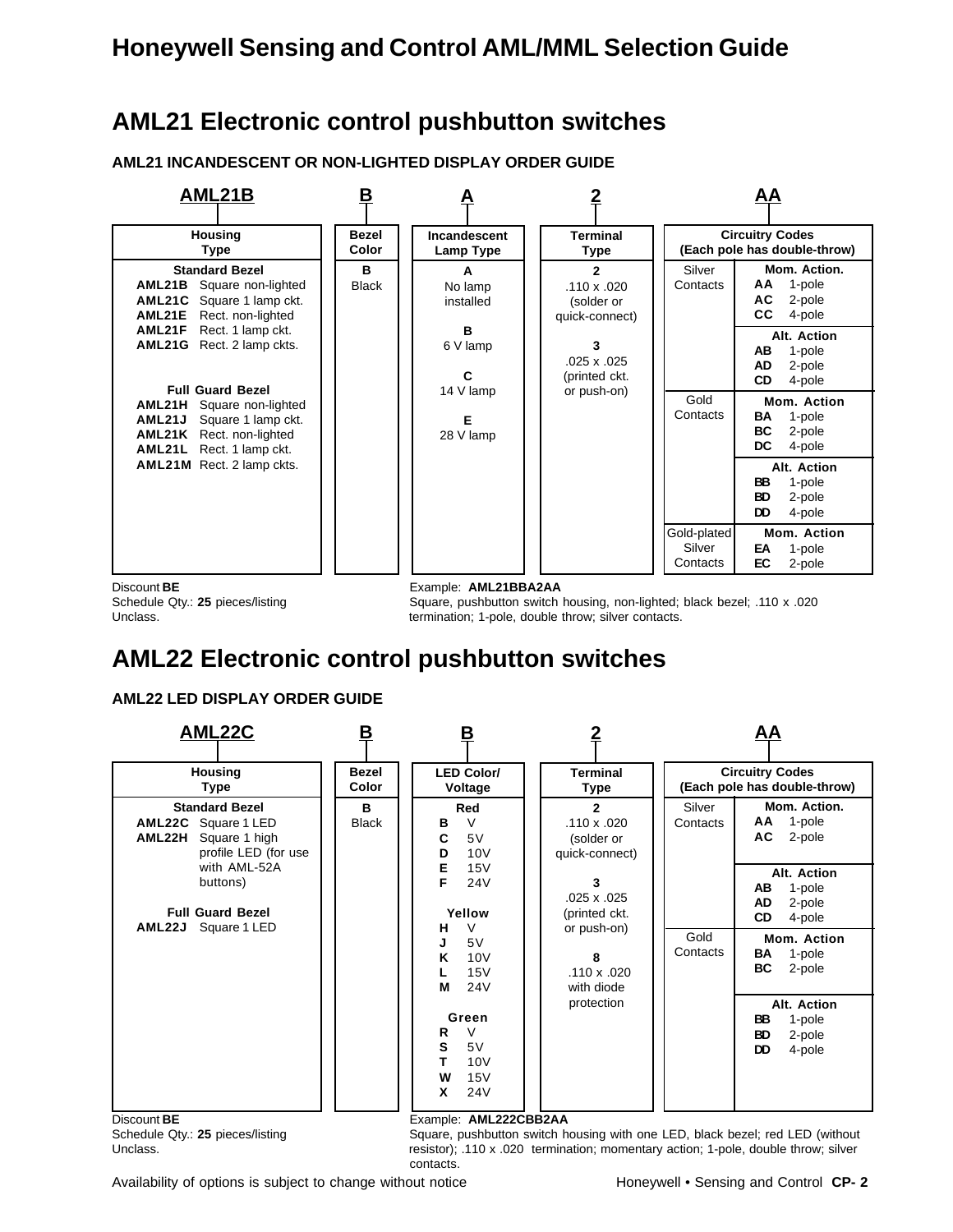# AML21 Electronic control pushbutton switches

### AML21 INCANDESCENT OR NON-LIGHTED DISPLAY ORDER GUIDE

**AML21B** | **B** | **A** | **2** | **AA**

| Housing Type | Bezel Color | Incandescent Lamp Type | Terminal Type | Circuitry Codes (Each pole has double-throw) | |
|---|---|---|---|---|---|
| **Standard Bezel** | **B** Black | **A** No lamp installed | **2** .110 x .020 (solder or quick-connect) | Silver Contacts | **Mom. Action.** |
| **AML21B** Square non-lighted | | **B** 6 V lamp | **3** .025 x .025 (printed ckt. or push-on) | | **AA** 1-pole |
| **AML21C** Square 1 lamp ckt. | | **C** 14 V lamp | | | **AC** 2-pole |
| **AML21E** Rect. non-lighted | | **E** 28 V lamp | | | **CC** 4-pole |
| **AML21F** Rect. 1 lamp ckt. | | | | | **Alt. Action** |
| **AML21G** Rect. 2 lamp ckts. | | | | | **AB** 1-pole |
| | | | | | **AD** 2-pole |
| | | | | | **CD** 4-pole |
| **Full Guard Bezel** | | | | Gold Contacts | **Mom. Action** |
| **AML21H** Square non-lighted | | | | | **BA** 1-pole |
| **AML21J** Square 1 lamp ckt. | | | | | **BC** 2-pole |
| **AML21K** Rect. non-lighted | | | | | **DC** 4-pole |
| **AML21L** Rect. 1 lamp ckt. | | | | | **Alt. Action** |
| **AML21M** Rect. 2 lamp ckts. | | | | | **BB** 1-pole |
| | | | | | **BD** 2-pole |
| | | | | | **DD** 4-pole |
| | | | | Gold-plated Silver Contacts | **Mom. Action** |
| | | | | | **EA** 1-pole |
| | | | | | **EC** 2-pole |

Discount **BE**
Schedule Qty.: **25** pieces/listing
Unclass.

Example: **AML21BBA2AA**
Square, pushbutton switch housing, non-lighted; black bezel; .110 x .020 termination; 1-pole, double throw; silver contacts.

# AML22 Electronic control pushbutton switches

### AML22 LED DISPLAY ORDER GUIDE

**AML22C** | **B** | **B** | **2** | **AA**

| Housing Type | Bezel Color | LED Color/ Voltage | Terminal Type | Circuitry Codes (Each pole has double-throw) | |
|---|---|---|---|---|---|
| **Standard Bezel** | **B** Black | **Red** | **2** .110 x .020 (solder or quick-connect) | Silver Contacts | **Mom. Action.** |
| **AML22C** Square 1 LED | | **B** V | | | **AA** 1-pole |
| **AML22H** Square 1 high profile LED (for use with AML-52A buttons) | | **C** 5V | | | **AC** 2-pole |
| | | **D** 10V | **3** .025 x .025 (printed ckt. or push-on) | | **Alt. Action** |
| | | **E** 15V | | | **AB** 1-pole |
| | | **F** 24V | | | **AD** 2-pole |
| **Full Guard Bezel** | | **Yellow** | | | **CD** 4-pole |
| **AML22J** Square 1 LED | | **H** V | **8** .110 x .020 with diode protection | Gold Contacts | **Mom. Action** |
| | | **J** 5V | | | **BA** 1-pole |
| | | **K** 10V | | | **BC** 2-pole |
| | | **L** 15V | | | **Alt. Action** |
| | | **M** 24V | | | **BB** 1-pole |
| | | **Green** | | | **BD** 2-pole |
| | | **R** V | | | **DD** 4-pole |
| | | **S** 5V | | | |
| | | **T** 10V | | | |
| | | **W** 15V | | | |
| | | **X** 24V | | | |

Discount **BE**
Schedule Qty.: **25** pieces/listing
Unclass.

Example: **AML222CBB2AA**
Square, pushbutton switch housing with one LED, black bezel; red LED (without resistor); .110 x .020 termination; momentary action; 1-pole, double throw; silver contacts.

Availability of options is subject to change without notice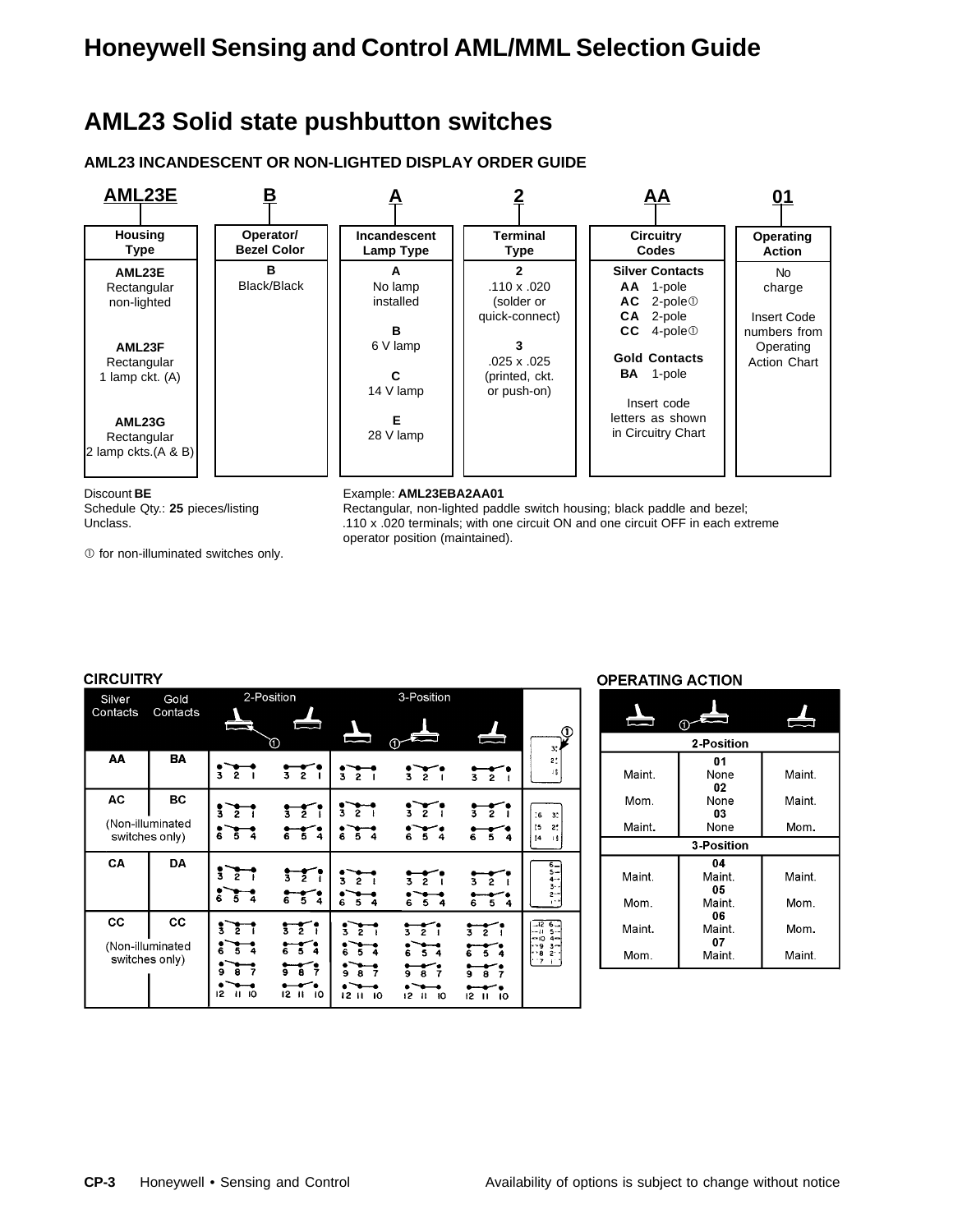# Honeywell Sensing and Control AML/MML Selection Guide

## AML23 Solid state pushbutton switches

### AML23 INCANDESCENT OR NON-LIGHTED DISPLAY ORDER GUIDE

| AML23E | B | A | 2 | AA | 01 |
|---|---|---|---|---|---|
| **Housing Type** | **Operator/ Bezel Color** | **Incandescent Lamp Type** | **Terminal Type** | **Circuitry Codes** | **Operating Action** |
| **AML23E** Rectangular non-lighted<br>**AML23F** Rectangular 1 lamp ckt. (A)<br>**AML23G** Rectangular 2 lamp ckts.(A & B) | **B** Black/Black | **A** No lamp installed<br>**B** 6 V lamp<br>**C** 14 V lamp<br>**E** 28 V lamp | **2** .110 x .020 (solder or quick-connect)<br>**3** .025 x .025 (printed, ckt. or push-on) | **Silver Contacts**<br>**AA** 1-pole<br>**AC** 2-pole①<br>**CA** 2-pole<br>**CC** 4-pole①<br>**Gold Contacts**<br>**BA** 1-pole<br>Insert code letters as shown in Circuitry Chart | No charge<br>Insert Code numbers from Operating Action Chart |

Discount **BE**
Schedule Qty.: **25** pieces/listing
Unclass.

① for non-illuminated switches only.

Example: **AML23EBA2AA01**
Rectangular, non-lighted paddle switch housing; black paddle and bezel; .110 x .020 terminals; with one circuit ON and one circuit OFF in each extreme operator position (maintained).

**CIRCUITRY**

| Silver Contacts | Gold Contacts | 2-Position | | 3-Position | | | ① |
|---|---|---|---|---|---|---|---|
| AA | BA | 3 2 1 | 3 2 1 | 3 2 1 | 3 2 1 | 3 2 1 | |
| AC (Non-illuminated switches only) | BC | 3 2 1 / 6 5 4 | 3 2 1 / 6 5 4 | 3 2 1 / 6 5 4 | 3 2 1 / 6 5 4 | 3 2 1 / 6 5 4 | |
| CA | DA | 3 2 1 / 6 5 4 | 3 2 1 / 6 5 4 | 3 2 1 / 6 5 4 | 3 2 1 / 6 5 4 | 3 2 1 / 6 5 4 | |
| CC (Non-illuminated switches only) | CC | 3 2 1 / 6 5 4 / 9 8 7 / 12 11 10 | 3 2 1 / 6 5 4 / 9 8 7 / 12 11 10 | 3 2 1 / 6 5 4 / 9 8 7 / 12 11 10 | 3 2 1 / 6 5 4 / 9 8 7 / 12 11 10 | 3 2 1 / 6 5 4 / 9 8 7 / 12 11 10 | |

**OPERATING ACTION**

| | ① | |
|---|---|---|
| **2-Position** | | |
| Maint. | 01 None | Maint. |
| Mom. | 02 None | Maint. |
| Maint. | 03 None | Mom. |
| **3-Position** | | |
| Maint. | 04 Maint. | Maint. |
| Mom. | 05 Maint. | Mom. |
| Maint. | 06 Maint. | Mom. |
| Mom. | 07 Maint. | Maint. |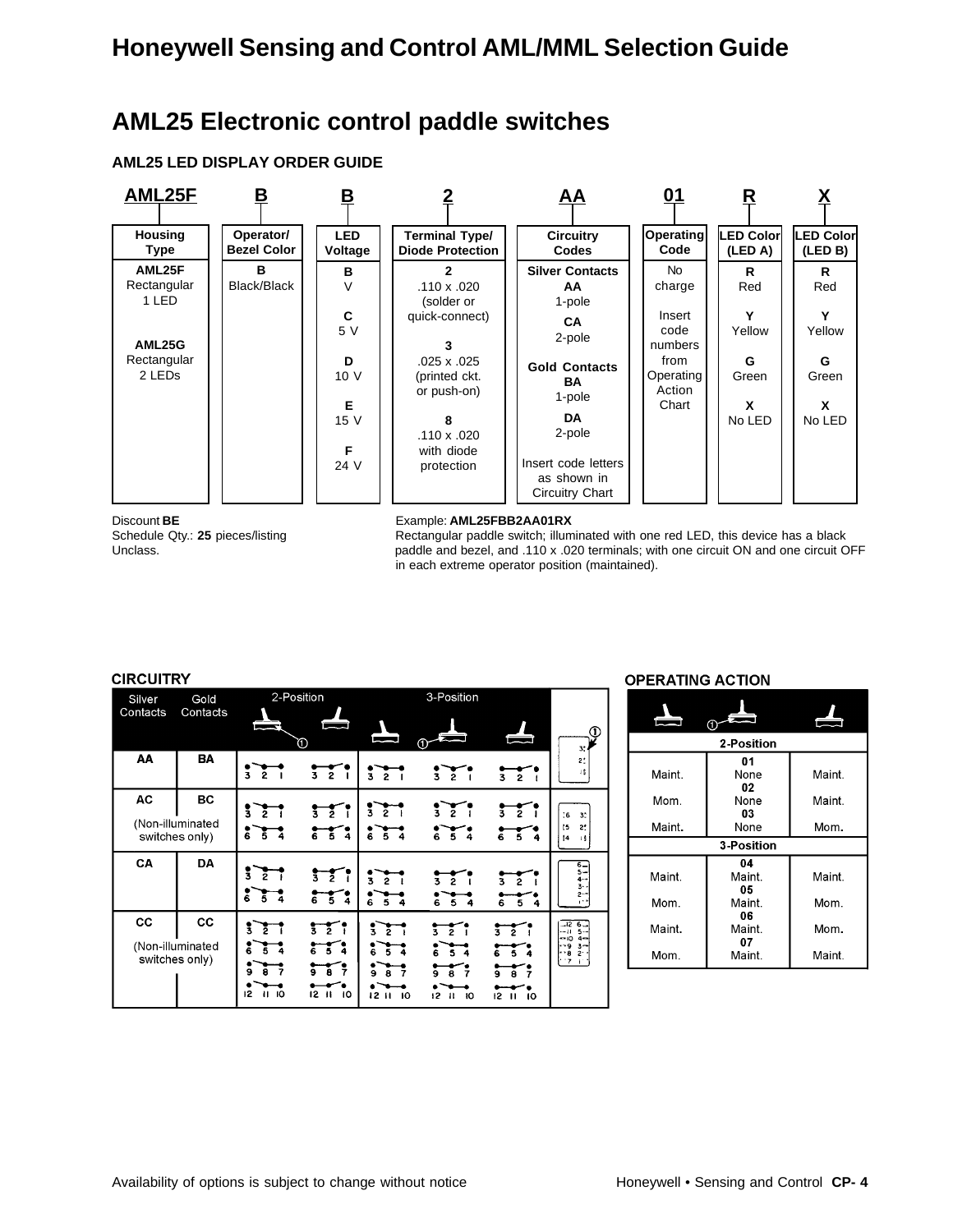# AML25 Electronic control paddle switches

### AML25 LED DISPLAY ORDER GUIDE

| AML25F | B | B | 2 | AA | 01 | R | X |
|---|---|---|---|---|---|---|---|
| **Housing Type** | **Operator/ Bezel Color** | **LED Voltage** | **Terminal Type/ Diode Protection** | **Circuitry Codes** | **Operating Code** | **LED Color (LED A)** | **LED Color (LED B)** |
| **AML25F** Rectangular 1 LED<br><br>**AML25G** Rectangular 2 LEDs | **B** Black/Black | **B** V<br><br>**C** 5 V<br><br>**D** 10 V<br><br>**E** 15 V<br><br>**F** 24 V | **2** .110 x .020 (solder or quick-connect)<br><br>**3** .025 x .025 (printed ckt. or push-on)<br><br>**8** .110 x .020 with diode protection | **Silver Contacts**<br>**AA** 1-pole<br>**CA** 2-pole<br><br>**Gold Contacts**<br>**BA** 1-pole<br>**DA** 2-pole<br><br>Insert code letters as shown in Circuitry Chart | No charge<br><br>Insert code numbers from Operating Action Chart | **R** Red<br><br>**Y** Yellow<br><br>**G** Green<br><br>**X** No LED | **R** Red<br><br>**Y** Yellow<br><br>**G** Green<br><br>**X** No LED |

Discount **BE**
Schedule Qty.: **25** pieces/listing
Unclass.

Example: **AML25FBB2AA01RX**
Rectangular paddle switch; illuminated with one red LED, this device has a black paddle and bezel, and .110 x .020 terminals; with one circuit ON and one circuit OFF in each extreme operator position (maintained).

**CIRCUITRY**

| Silver Contacts | Gold Contacts | 2-Position | | 3-Position | | |
|---|---|---|---|---|---|---|
| AA | BA | | | | | |
| AC (Non-illuminated switches only) | BC | | | | | |
| CA | DA | | | | | |
| CC (Non-illuminated switches only) | CC | | | | | |

**OPERATING ACTION**

| | | |
|---|---|---|
| | **2-Position** | |
| Maint. | **01** None | Maint. |
| Mom. | **02** None | Maint. |
| Maint. | **03** None | Mom. |
| | **3-Position** | |
| Maint. | **04** Maint. | Maint. |
| Mom. | **05** Maint. | Mom. |
| Maint. | **06** Maint. | Mom. |
| Mom. | **07** Maint. | Maint. |

Availability of options is subject to change without notice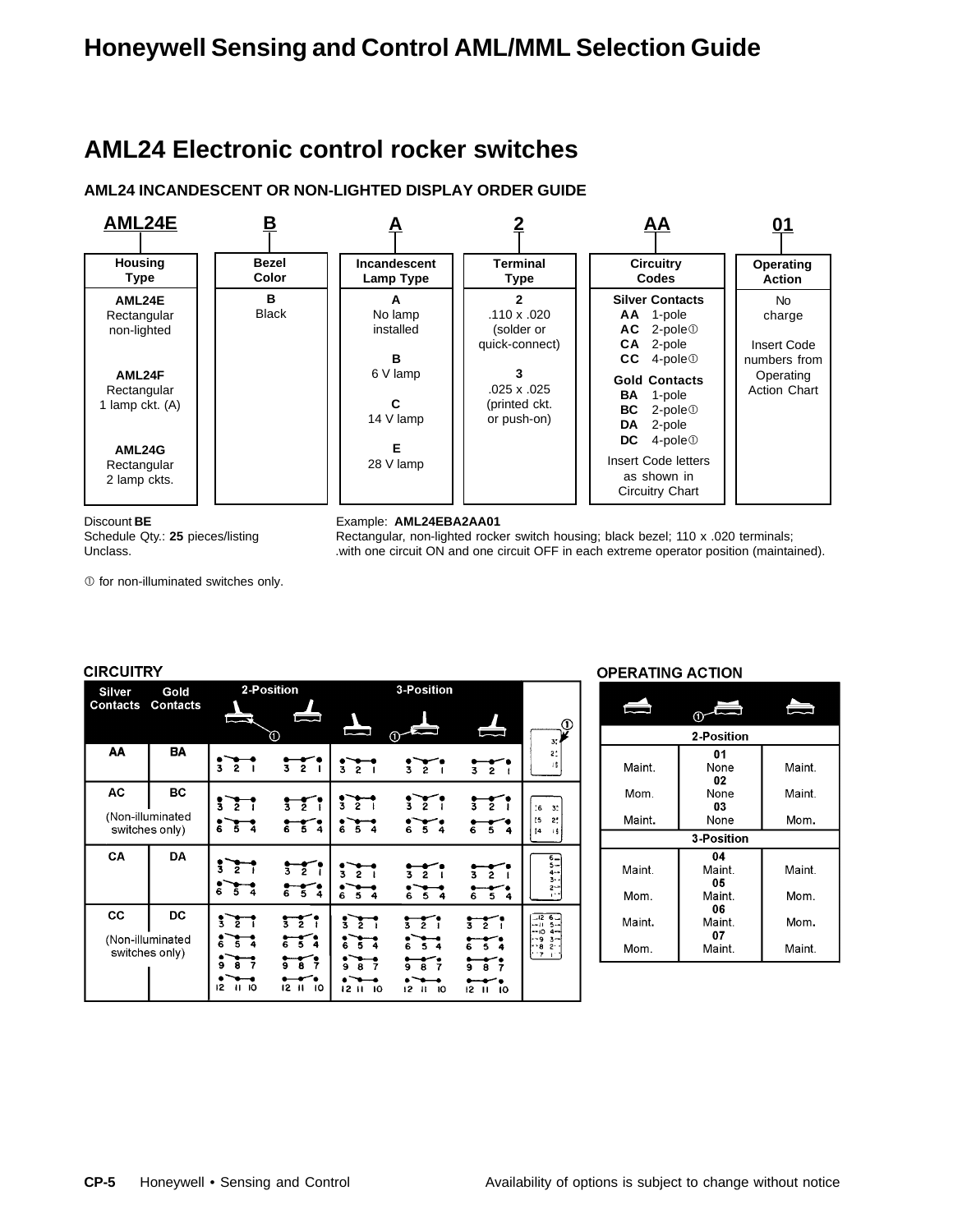# AML24 Electronic control rocker switches

### AML24 INCANDESCENT OR NON-LIGHTED DISPLAY ORDER GUIDE

| AML24E | B | A | 2 | AA | 01 |
|---|---|---|---|---|---|
| **Housing Type** | **Bezel Color** | **Incandescent Lamp Type** | **Terminal Type** | **Circuitry Codes** | **Operating Action** |
| **AML24E** Rectangular non-lighted<br><br>**AML24F** Rectangular 1 lamp ckt. (A)<br><br>**AML24G** Rectangular 2 lamp ckts. | **B** Black | **A** No lamp installed<br><br>**B** 6 V lamp<br><br>**C** 14 V lamp<br><br>**E** 28 V lamp | **2** .110 x .020 (solder or quick-connect)<br><br>**3** .025 x .025 (printed ckt. or push-on) | **Silver Contacts**<br>**AA** 1-pole<br>**AC** 2-pole①<br>**CA** 2-pole<br>**CC** 4-pole①<br>**Gold Contacts**<br>**BA** 1-pole<br>**BC** 2-pole①<br>**DA** 2-pole<br>**DC** 4-pole①<br>Insert Code letters as shown in Circuitry Chart | No charge<br><br>Insert Code numbers from Operating Action Chart |

Discount **BE**
Schedule Qty.: **25** pieces/listing
Unclass.

Example: **AML24EBA2AA01**
Rectangular, non-lighted rocker switch housing; black bezel; 110 x .020 terminals; .with one circuit ON and one circuit OFF in each extreme operator position (maintained).

① for non-illuminated switches only.

### CIRCUITRY

| Silver Contacts | Gold Contacts | 2-Position | | 3-Position | | |
|---|---|---|---|---|---|---|
| AA | BA | 3 2 1 | 3 2 1 | 3 2 1 | 3 2 1 | 3 2 1 |
| AC | BC | 3 2 1 / 6 5 4 | 3 2 1 / 6 5 4 | 3 2 1 / 6 5 4 | 3 2 1 / 6 5 4 | 3 2 1 / 6 5 4 |
| (Non-illuminated switches only) | | | | | | |
| CA | DA | 3 2 1 / 6 5 4 | 3 2 1 / 6 5 4 | 3 2 1 / 6 5 4 | 3 2 1 / 6 5 4 | 3 2 1 / 6 5 4 |
| CC | DC | 3 2 1 / 6 5 4 / 9 8 7 / 12 11 10 | 3 2 1 / 6 5 4 / 9 8 7 / 12 11 10 | 3 2 1 / 6 5 4 / 9 8 7 / 12 11 10 | 3 2 1 / 6 5 4 / 9 8 7 / 12 11 10 | 3 2 1 / 6 5 4 / 9 8 7 / 12 11 10 |
| (Non-illuminated switches only) | | | | | | |

### OPERATING ACTION

| | ① | |
|---|---|---|
| **2-Position** | | |
| Maint. | 01 None | Maint. |
| Mom. | 02 None | Maint. |
| Maint. | 03 None | Mom. |
| **3-Position** | | |
| Maint. | 04 Maint. | Maint. |
| Mom. | 05 Maint. | Mom. |
| Maint. | 06 Maint. | Mom. |
| Mom. | 07 Maint. | Maint. |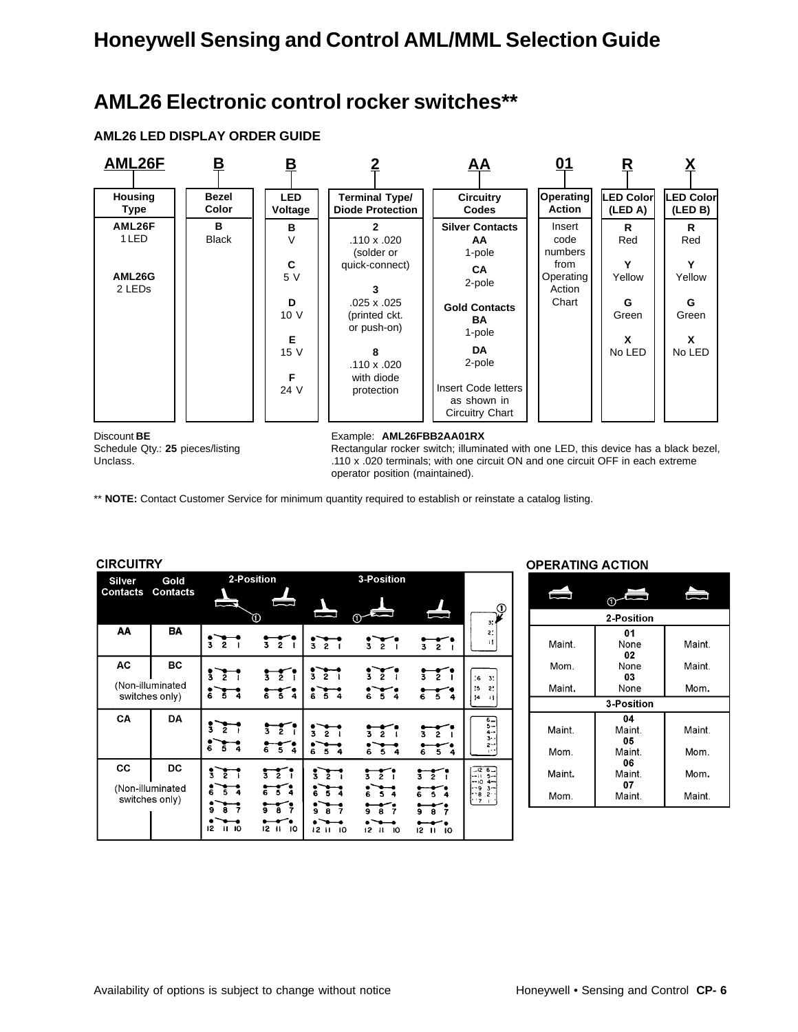# AML26 Electronic control rocker switches**

### AML26 LED DISPLAY ORDER GUIDE

| AML26F | B | B | 2 | AA | 01 | R | X |
|---|---|---|---|---|---|---|---|
| **Housing Type** | **Bezel Color** | **LED Voltage** | **Terminal Type/ Diode Protection** | **Circuitry Codes** | **Operating Action** | **LED Color (LED A)** | **LED Color (LED B)** |
| **AML26F** 1 LED<br><br>**AML26G** 2 LEDs | **B** Black | **B** V<br><br>**C** 5 V<br><br>**D** 10 V<br><br>**E** 15 V<br><br>**F** 24 V | **2** .110 x .020 (solder or quick-connect)<br><br>**3** .025 x .025 (printed ckt. or push-on)<br><br>**8** .110 x .020 with diode protection | **Silver Contacts**<br>**AA** 1-pole<br>**CA** 2-pole<br><br>**Gold Contacts**<br>**BA** 1-pole<br>**DA** 2-pole<br><br>Insert Code letters as shown in Circuitry Chart | Insert code numbers from Operating Action Chart | **R** Red<br><br>**Y** Yellow<br><br>**G** Green<br><br>**X** No LED | **R** Red<br><br>**Y** Yellow<br><br>**G** Green<br><br>**X** No LED |

Discount **BE**
Schedule Qty.: **25** pieces/listing
Unclass.

Example: **AML26FBB2AA01RX**
Rectangular rocker switch; illuminated with one LED, this device has a black bezel, .110 x .020 terminals; with one circuit ON and one circuit OFF in each extreme operator position (maintained).

** **NOTE:** Contact Customer Service for minimum quantity required to establish or reinstate a catalog listing.

### CIRCUITRY

| Silver Contacts | Gold Contacts | 2-Position | | 3-Position | | |
|---|---|---|---|---|---|---|
| AA | BA | | | | | |
| AC | BC | | | | | |
| (Non-illuminated switches only) | | | | | | |
| CA | DA | | | | | |
| CC | DC | | | | | |
| (Non-illuminated switches only) | | | | | | |

### OPERATING ACTION

| | | |
|---|---|---|
| | **2-Position** | |
| Maint. | **01** None | Maint. |
| Mom. | **02** None | Maint. |
| Maint. | **03** None | Mom. |
| | **3-Position** | |
| Maint. | **04** Maint. | Maint. |
| Mom. | **05** Maint. | Mom. |
| Maint. | **06** Maint. | Mom. |
| Mom. | **07** Maint. | Maint. |

Availability of options is subject to change without notice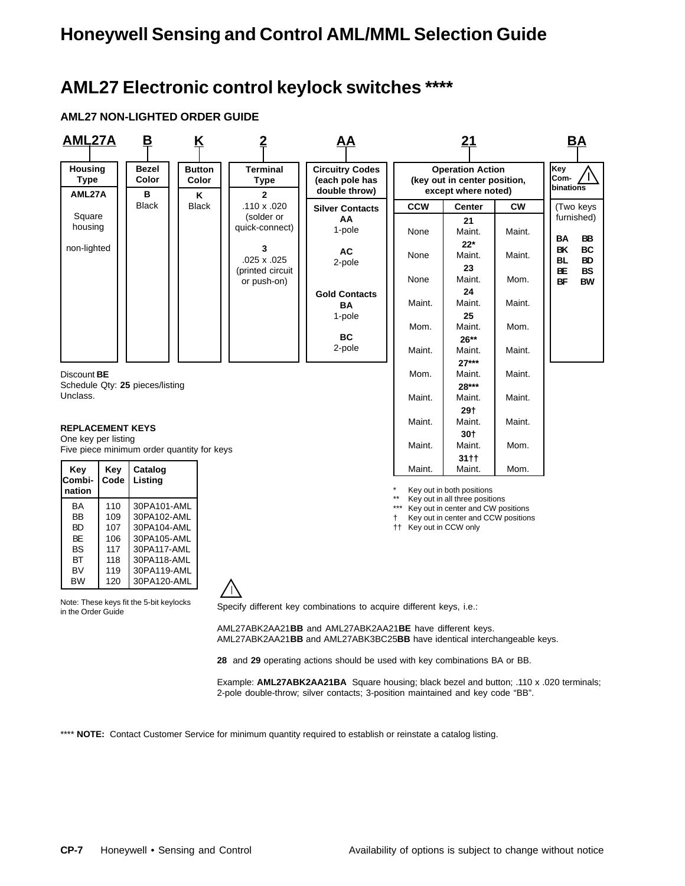# AML27 Electronic control keylock switches ****

### AML27 NON-LIGHTED ORDER GUIDE

**AML27A** &nbsp; **B** &nbsp; **K** &nbsp; **2** &nbsp; **AA** &nbsp; **21** &nbsp; **BA**

| Housing Type | Bezel Color | Button Color | Terminal Type | Circuitry Codes (each pole has double throw) | Key Combinations ⚠ |
|---|---|---|---|---|---|
| **AML27A** Square housing non-lighted | **B** Black | **K** Black | **2** .110 x .020 (solder or quick-connect)<br>**3** .025 x .025 (printed circuit or push-on) | **Silver Contacts**<br>**AA** 1-pole<br>**AC** 2-pole<br>**Gold Contacts**<br>**BA** 1-pole<br>**BC** 2-pole | (Two keys furnished)<br>BA BB<br>BK BC<br>BL BD<br>BE BS<br>BF BW |

**Operation Action (key out in center position, except where noted)**

| Code | CCW | Center | CW |
|---|---|---|---|
| **21** | None | Maint. | Maint. |
| **22*** | None | Maint. | Maint. |
| **23** | None | Maint. | Mom. |
| **24** | Maint. | Maint. | Maint. |
| **25** | Mom. | Maint. | Mom. |
| **26**** | Maint. | Maint. | Maint. |
| **27***** | Mom. | Maint. | Maint. |
| **28***** | Maint. | Maint. | Maint. |
| **29†** | Maint. | Maint. | Maint. |
| **30†** | Maint. | Maint. | Mom. |
| **31††** | Maint. | Maint. | Mom. |

\* Key out in both positions
** Key out in all three positions
*** Key out in center and CW positions
† Key out in center and CCW positions
†† Key out in CCW only

Discount **BE**
Schedule Qty: **25** pieces/listing
Unclass.

**REPLACEMENT KEYS**
One key per listing
Five piece minimum order quantity for keys

| Key Combination | Key Code | Catalog Listing |
|---|---|---|
| BA | 110 | 30PA101-AML |
| BB | 109 | 30PA102-AML |
| BD | 107 | 30PA104-AML |
| BE | 106 | 30PA105-AML |
| BS | 117 | 30PA117-AML |
| BT | 118 | 30PA118-AML |
| BV | 119 | 30PA119-AML |
| BW | 120 | 30PA120-AML |

Note: These keys fit the 5-bit keylocks in the Order Guide

⚠ Specify different key combinations to acquire different keys, i.e.:

AML27ABK2AA21**BB** and AML27ABK2AA21**BE** have different keys.
AML27ABK2AA21**BB** and AML27ABK3BC25**BB** have identical interchangeable keys.

**28** and **29** operating actions should be used with key combinations BA or BB.

Example: **AML27ABK2AA21BA** Square housing; black bezel and button; .110 x .020 terminals; 2-pole double-throw; silver contacts; 3-position maintained and key code "BB".

**** **NOTE:** Contact Customer Service for minimum quantity required to establish or reinstate a catalog listing.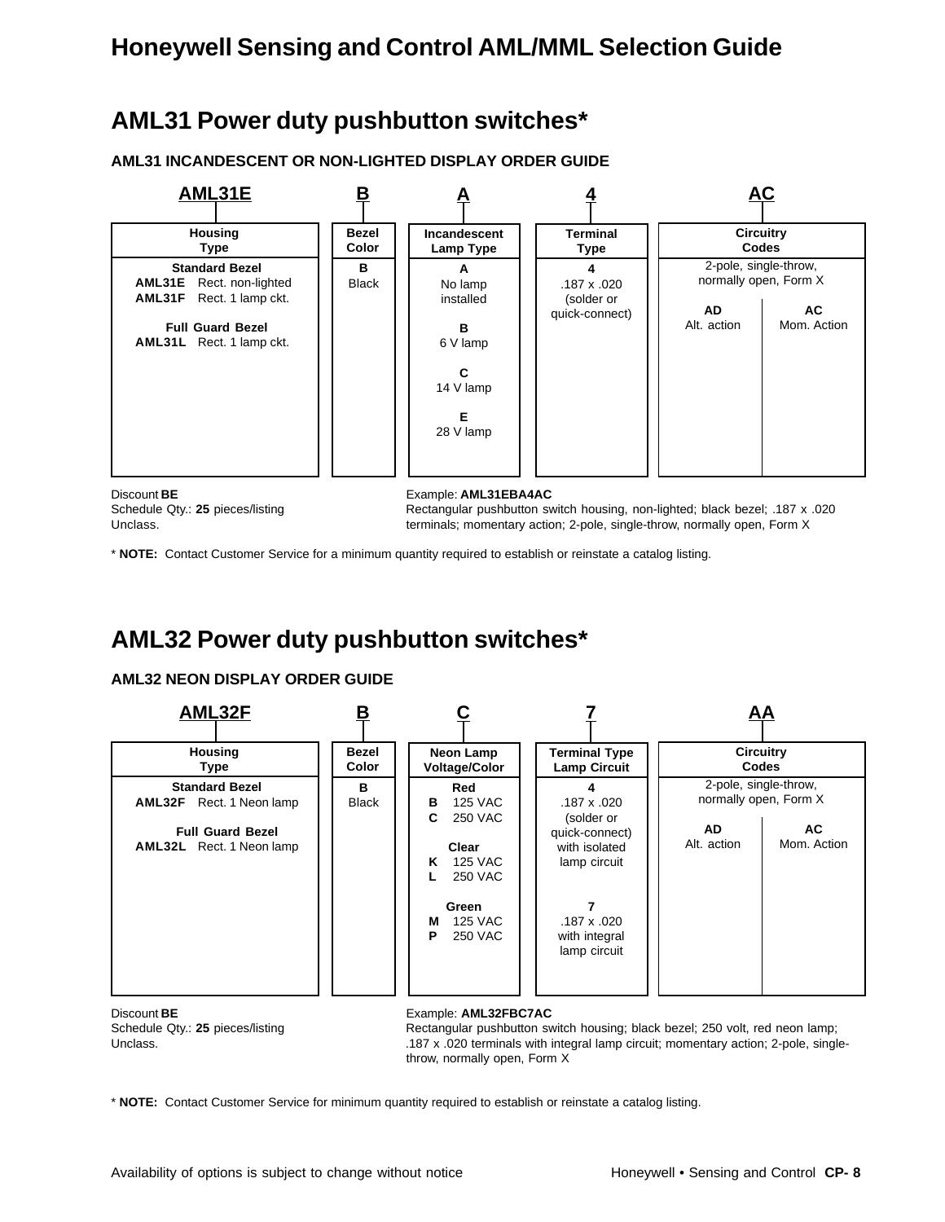# Honeywell Sensing and Control AML/MML Selection Guide

## AML31 Power duty pushbutton switches*

### AML31 INCANDESCENT OR NON-LIGHTED DISPLAY ORDER GUIDE

| AML31E | B | A | 4 | AC | |
|---|---|---|---|---|---|
| **Housing Type** | **Bezel Color** | **Incandescent Lamp Type** | **Terminal Type** | **Circuitry Codes** | |
| **Standard Bezel**<br>**AML31E** Rect. non-lighted<br>**AML31F** Rect. 1 lamp ckt.<br><br>**Full Guard Bezel**<br>**AML31L** Rect. 1 lamp ckt. | **B**<br>Black | **A**<br>No lamp installed<br><br>**B**<br>6 V lamp<br><br>**C**<br>14 V lamp<br><br>**E**<br>28 V lamp | **4**<br>.187 x .020 (solder or quick-connect) | 2-pole, single-throw, normally open, Form X<br><br>**AD**<br>Alt. action | <br><br><br>**AC**<br>Mom. Action |

Discount **BE**
Schedule Qty.: **25** pieces/listing
Unclass.

Example: **AML31EBA4AC**
Rectangular pushbutton switch housing, non-lighted; black bezel; .187 x .020 terminals; momentary action; 2-pole, single-throw, normally open, Form X

* **NOTE:** Contact Customer Service for a minimum quantity required to establish or reinstate a catalog listing.

## AML32 Power duty pushbutton switches*

### AML32 NEON DISPLAY ORDER GUIDE

| AML32F | B | C | 7 | AA | |
|---|---|---|---|---|---|
| **Housing Type** | **Bezel Color** | **Neon Lamp Voltage/Color** | **Terminal Type Lamp Circuit** | **Circuitry Codes** | |
| **Standard Bezel**<br>**AML32F** Rect. 1 Neon lamp<br><br>**Full Guard Bezel**<br>**AML32L** Rect. 1 Neon lamp | **B**<br>Black | **Red**<br>**B** 125 VAC<br>**C** 250 VAC<br><br>**Clear**<br>**K** 125 VAC<br>**L** 250 VAC<br><br>**Green**<br>**M** 125 VAC<br>**P** 250 VAC | **4**<br>.187 x .020 (solder or quick-connect) with isolated lamp circuit<br><br>**7**<br>.187 x .020 with integral lamp circuit | 2-pole, single-throw, normally open, Form X<br><br>**AD**<br>Alt. action | <br><br><br>**AC**<br>Mom. Action |

Discount **BE**
Schedule Qty.: **25** pieces/listing
Unclass.

Example: **AML32FBC7AC**
Rectangular pushbutton switch housing; black bezel; 250 volt, red neon lamp; .187 x .020 terminals with integral lamp circuit; momentary action; 2-pole, single-throw, normally open, Form X

* **NOTE:** Contact Customer Service for minimum quantity required to establish or reinstate a catalog listing.

Availability of options is subject to change without notice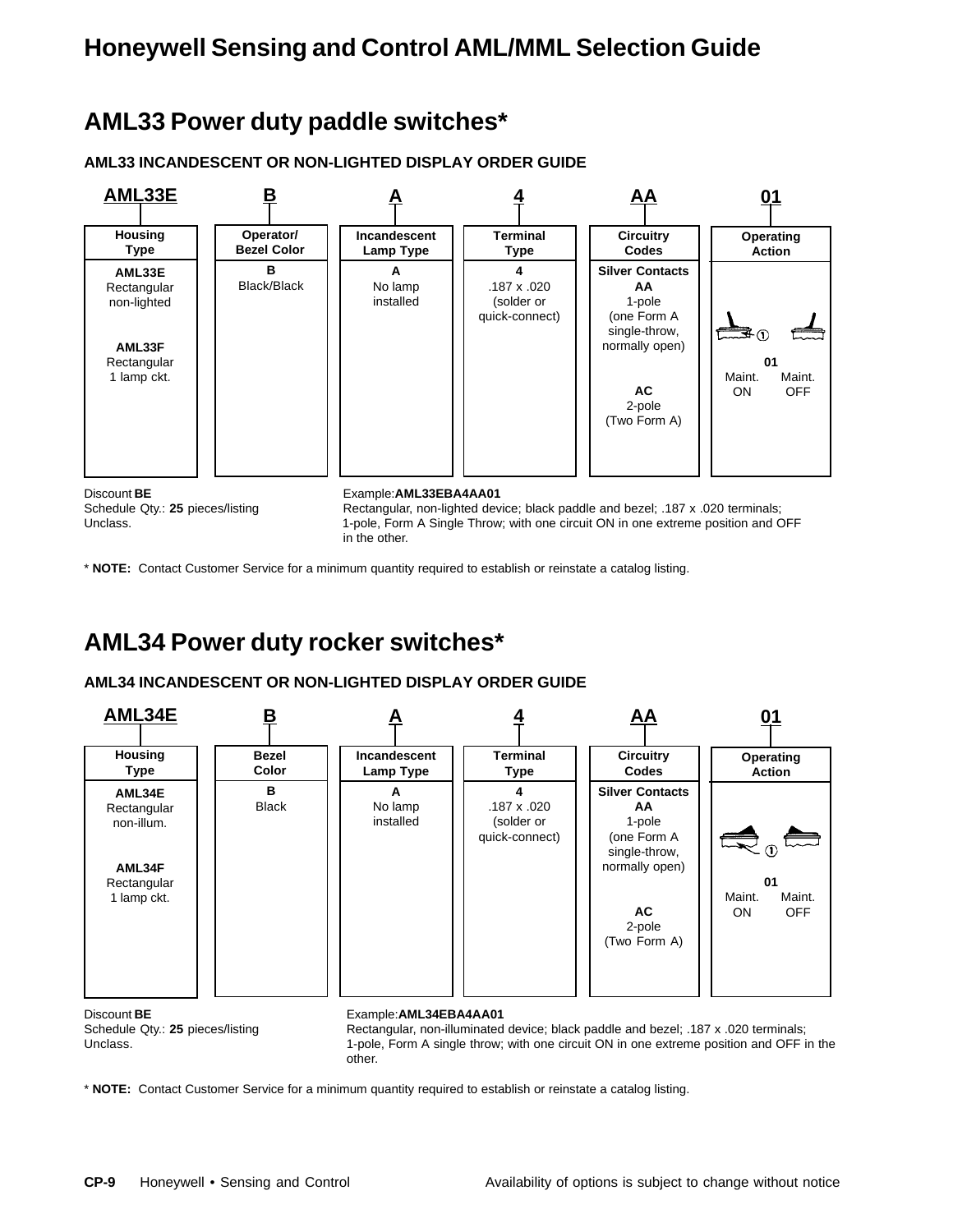# Honeywell Sensing and Control AML/MML Selection Guide

## AML33 Power duty paddle switches*

### AML33 INCANDESCENT OR NON-LIGHTED DISPLAY ORDER GUIDE

| AML33E | B | A | 4 | AA | 01 |
|---|---|---|---|---|---|
| **Housing Type** | **Operator/ Bezel Color** | **Incandescent Lamp Type** | **Terminal Type** | **Circuitry Codes** | **Operating Action** |
| **AML33E** Rectangular non-lighted<br><br>**AML33F** Rectangular 1 lamp ckt. | **B** Black/Black | **A** No lamp installed | **4** .187 x .020 (solder or quick-connect) | **Silver Contacts**<br>**AA** 1-pole (one Form A single-throw, normally open)<br><br>**AC** 2-pole (Two Form A) | ① **01** Maint. ON / Maint. OFF |

Discount **BE**
Schedule Qty.: **25** pieces/listing
Unclass.

Example: **AML33EBA4AA01**
Rectangular, non-lighted device; black paddle and bezel; .187 x .020 terminals; 1-pole, Form A Single Throw; with one circuit ON in one extreme position and OFF in the other.

* **NOTE:** Contact Customer Service for a minimum quantity required to establish or reinstate a catalog listing.

## AML34 Power duty rocker switches*

### AML34 INCANDESCENT OR NON-LIGHTED DISPLAY ORDER GUIDE

| AML34E | B | A | 4 | AA | 01 |
|---|---|---|---|---|---|
| **Housing Type** | **Bezel Color** | **Incandescent Lamp Type** | **Terminal Type** | **Circuitry Codes** | **Operating Action** |
| **AML34E** Rectangular non-illum.<br><br>**AML34F** Rectangular 1 lamp ckt. | **B** Black | **A** No lamp installed | **4** .187 x .020 (solder or quick-connect) | **Silver Contacts**<br>**AA** 1-pole (one Form A single-throw, normally open)<br><br>**AC** 2-pole (Two Form A) | ① **01** Maint. ON / Maint. OFF |

Discount **BE**
Schedule Qty.: **25** pieces/listing
Unclass.

Example: **AML34EBA4AA01**
Rectangular, non-illuminated device; black paddle and bezel; .187 x .020 terminals; 1-pole, Form A single throw; with one circuit ON in one extreme position and OFF in the other.

* **NOTE:** Contact Customer Service for a minimum quantity required to establish or reinstate a catalog listing.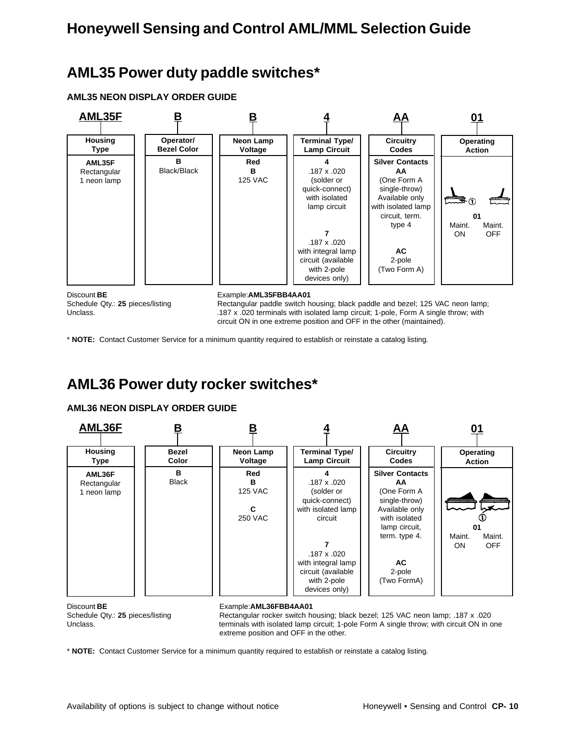# Honeywell Sensing and Control AML/MML Selection Guide

## AML35 Power duty paddle switches*

### AML35 NEON DISPLAY ORDER GUIDE

| AML35F | B | B | 4 | AA | 01 |
|---|---|---|---|---|---|
| **Housing Type** | **Operator/ Bezel Color** | **Neon Lamp Voltage** | **Terminal Type/ Lamp Circuit** | **Circuitry Codes** | **Operating Action** |
| **AML35F** Rectangular 1 neon lamp | **B** Black/Black | **Red** **B** 125 VAC | **4** .187 x .020 (solder or quick-connect) with isolated lamp circuit | **Silver Contacts** **AA** (One Form A single-throw) Available only with isolated lamp circuit, term. type 4 | **01** Maint. ON ① Maint. OFF |
| | | | **7** .187 x .020 with integral lamp circuit (available with 2-pole devices only) | **AC** 2-pole (Two Form A) | |

Discount **BE**
Schedule Qty.: **25** pieces/listing
Unclass.

Example:**AML35FBB4AA01**
Rectangular paddle switch housing; black paddle and bezel; 125 VAC neon lamp; .187 x .020 terminals with isolated lamp circuit; 1-pole, Form A single throw; with circuit ON in one extreme position and OFF in the other (maintained).

* **NOTE:** Contact Customer Service for a minimum quantity required to establish or reinstate a catalog listing.

## AML36 Power duty rocker switches*

### AML36 NEON DISPLAY ORDER GUIDE

| AML36F | B | B | 4 | AA | 01 |
|---|---|---|---|---|---|
| **Housing Type** | **Bezel Color** | **Neon Lamp Voltage** | **Terminal Type/ Lamp Circuit** | **Circuitry Codes** | **Operating Action** |
| **AML36F** Rectangular 1 neon lamp | **B** Black | **Red** **B** 125 VAC **C** 250 VAC | **4** .187 x .020 (solder or quick-connect) with isolated lamp circuit | **Silver Contacts** **AA** (One Form A single-throw) Available only with isolated lamp circuit, term. type 4. | ① **01** Maint. ON Maint. OFF |
| | | | **7** .187 x .020 with integral lamp circuit (available with 2-pole devices only) | **AC** 2-pole (Two FormA) | |

Discount **BE**
Schedule Qty.: **25** pieces/listing
Unclass.

Example:**AML36FBB4AA01**
Rectangular rocker switch housing; black bezel; 125 VAC neon lamp; .187 x .020 terminals with isolated lamp circuit; 1-pole Form A single throw; with circuit ON in one extreme position and OFF in the other.

* **NOTE:** Contact Customer Service for a minimum quantity required to establish or reinstate a catalog listing.

Availability of options is subject to change without notice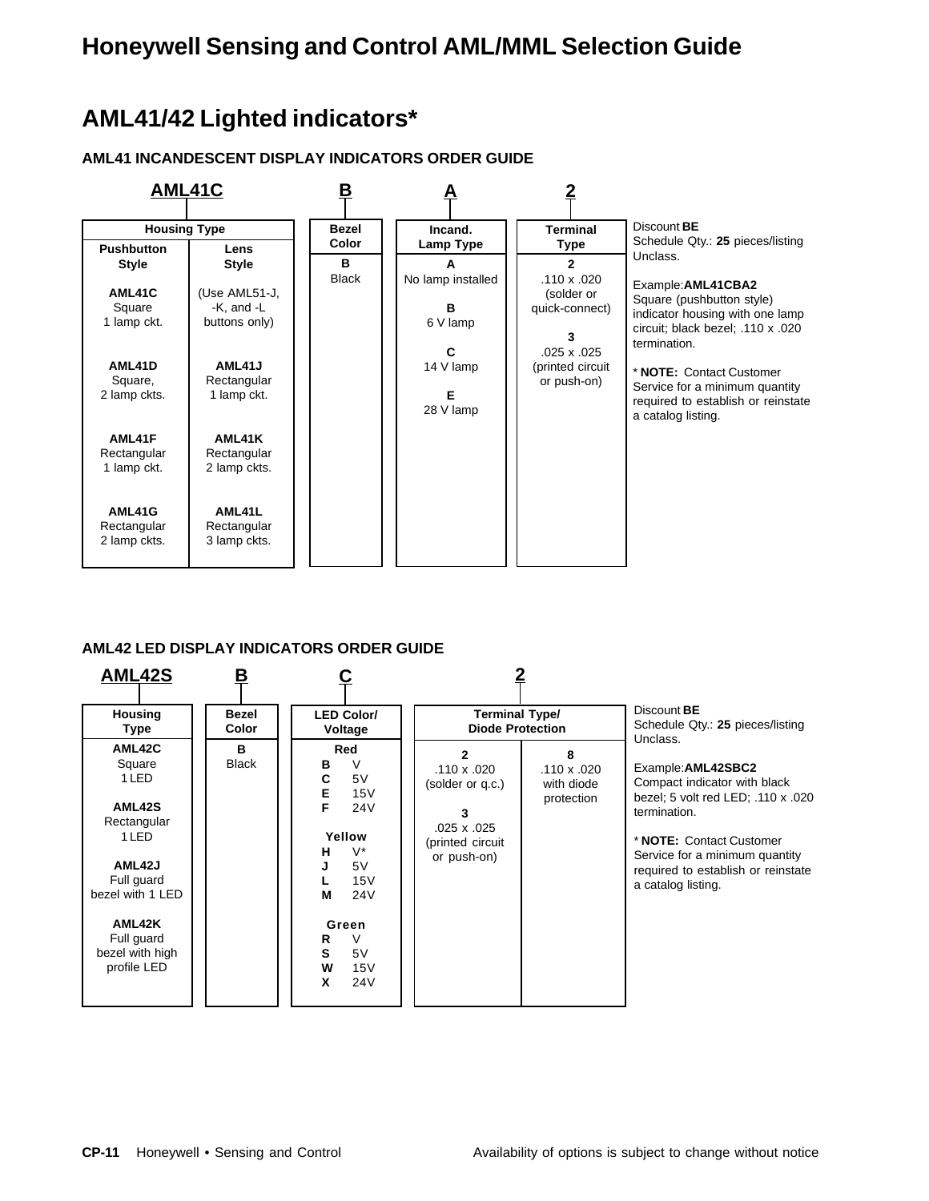# Honeywell Sensing and Control AML/MML Selection Guide

## AML41/42 Lighted indicators*

### AML41 INCANDESCENT DISPLAY INDICATORS ORDER GUIDE

**AML41C** **B** **A** **2**

| Housing Type | | Bezel Color | Incand. Lamp Type | Terminal Type |
|---|---|---|---|---|
| **Pushbutton Style** | **Lens Style** | | | |
| **AML41C** Square 1 lamp ckt. | (Use AML51-J, -K, and -L buttons only) | **B** Black | **A** No lamp installed | **2** .110 x .020 (solder or quick-connect) |
| **AML41D** Square, 2 lamp ckts. | **AML41J** Rectangular 1 lamp ckt. | | **B** 6 V lamp | **3** .025 x .025 (printed circuit or push-on) |
| **AML41F** Rectangular 1 lamp ckt. | **AML41K** Rectangular 2 lamp ckts. | | **C** 14 V lamp | |
| **AML41G** Rectangular 2 lamp ckts. | **AML41L** Rectangular 3 lamp ckts. | | **E** 28 V lamp | |

Discount **BE**
Schedule Qty.: **25** pieces/listing
Unclass.

Example:**AML41CBA2**
Square (pushbutton style) indicator housing with one lamp circuit; black bezel; .110 x .020 termination.

* **NOTE:** Contact Customer Service for a minimum quantity required to establish or reinstate a catalog listing.

### AML42 LED DISPLAY INDICATORS ORDER GUIDE

**AML42S** **B** **C** **2**

| Housing Type | Bezel Color | LED Color/ Voltage | Terminal Type/ Diode Protection | |
|---|---|---|---|---|
| **AML42C** Square 1 LED | **B** Black | **Red** | **2** .110 x .020 (solder or q.c.) | **8** .110 x .020 with diode protection |
| **AML42S** Rectangular 1 LED | | **B** V | **3** .025 x .025 (printed circuit or push-on) | |
| **AML42J** Full guard bezel with 1 LED | | **C** 5V | | |
| **AML42K** Full guard bezel with high profile LED | | **E** 15V | | |
| | | **F** 24V | | |
| | | **Yellow** | | |
| | | **H** V* | | |
| | | **J** 5V | | |
| | | **L** 15V | | |
| | | **M** 24V | | |
| | | **Green** | | |
| | | **R** V | | |
| | | **S** 5V | | |
| | | **W** 15V | | |
| | | **X** 24V | | |

Discount **BE**
Schedule Qty.: **25** pieces/listing
Unclass.

Example:**AML42SBC2**
Compact indicator with black bezel; 5 volt red LED; .110 x .020 termination.

* **NOTE:** Contact Customer Service for a minimum quantity required to establish or reinstate a catalog listing.

Availability of options is subject to change without notice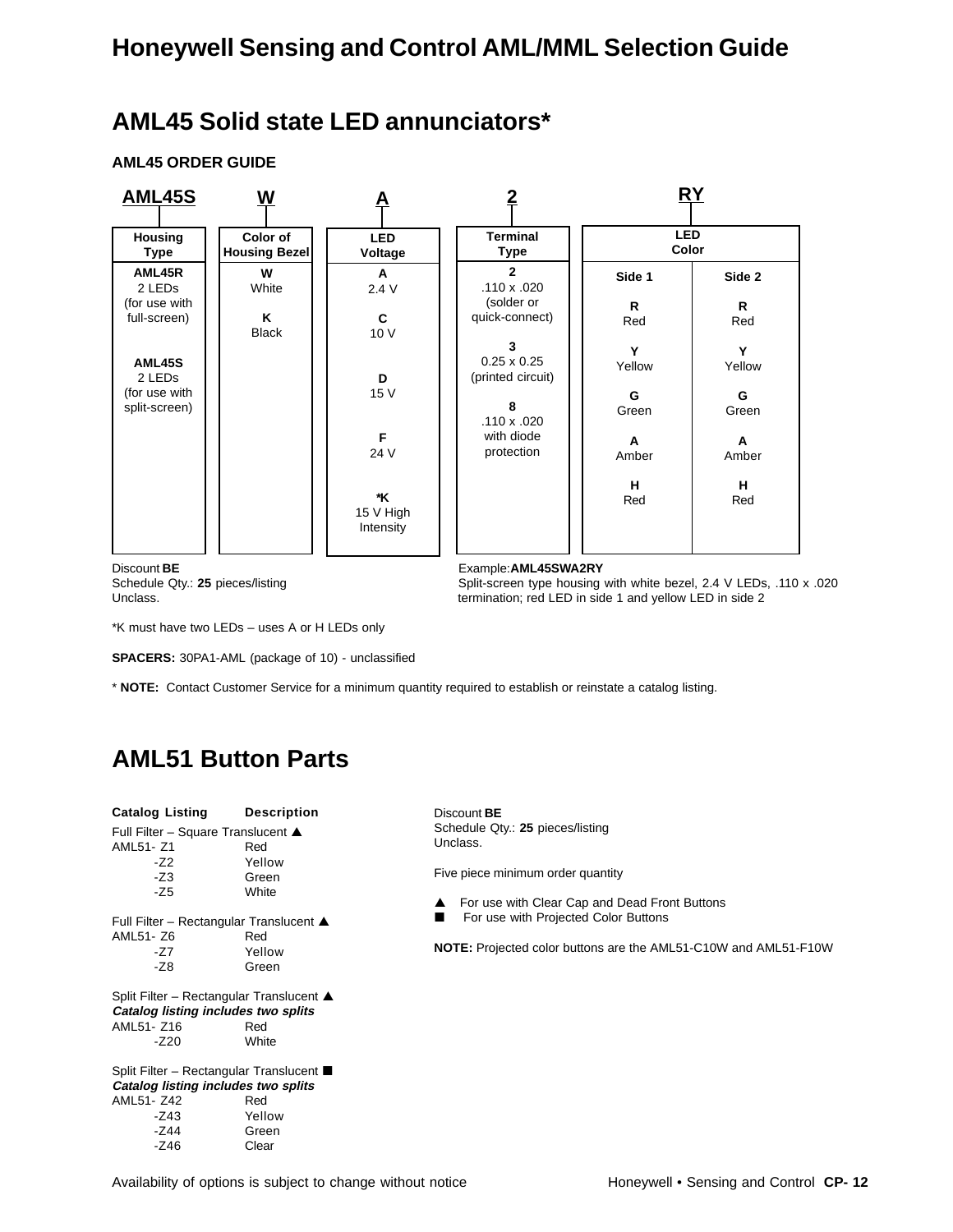## AML45 Solid state LED annunciators*

### AML45 ORDER GUIDE

AML45S | W | A | 2 | RY

| Housing Type | Color of Housing Bezel | LED Voltage | Terminal Type | LED Color | |
|---|---|---|---|---|---|
| | | | | Side 1 | Side 2 |
| **AML45R** 2 LEDs (for use with full-screen) | **W** White | **A** 2.4 V | **2** .110 x .020 (solder or quick-connect) | **R** Red | **R** Red |
| **AML45S** 2 LEDs (for use with split-screen) | **K** Black | **C** 10 V | **3** 0.25 x 0.25 (printed circuit) | **Y** Yellow | **Y** Yellow |
| | | **D** 15 V | **8** .110 x .020 with diode protection | **G** Green | **G** Green |
| | | **F** 24 V | | **A** Amber | **A** Amber |
| | | ***K** 15 V High Intensity | | **H** Red | **H** Red |

Discount **BE**
Schedule Qty.: **25** pieces/listing
Unclass.

Example: **AML45SWA2RY**
Split-screen type housing with white bezel, 2.4 V LEDs, .110 x .020 termination; red LED in side 1 and yellow LED in side 2

*K must have two LEDs – uses A or H LEDs only

**SPACERS:** 30PA1-AML (package of 10) - unclassified

* **NOTE:** Contact Customer Service for a minimum quantity required to establish or reinstate a catalog listing.

## AML51 Button Parts

| Catalog Listing | Description |
|---|---|
| Full Filter – Square Translucent ▲ | |
| AML51- Z1 | Red |
| -Z2 | Yellow |
| -Z3 | Green |
| -Z5 | White |
| Full Filter – Rectangular Translucent ▲ | |
| AML51- Z6 | Red |
| -Z7 | Yellow |
| -Z8 | Green |
| Split Filter – Rectangular Translucent ▲ ***Catalog listing includes two splits*** | |
| AML51- Z16 | Red |
| -Z20 | White |
| Split Filter – Rectangular Translucent ■ ***Catalog listing includes two splits*** | |
| AML51- Z42 | Red |
| -Z43 | Yellow |
| -Z44 | Green |
| -Z46 | Clear |

Discount **BE**
Schedule Qty.: **25** pieces/listing
Unclass.

Five piece minimum order quantity

▲ For use with Clear Cap and Dead Front Buttons
■ For use with Projected Color Buttons

**NOTE:** Projected color buttons are the AML51-C10W and AML51-F10W

Availability of options is subject to change without notice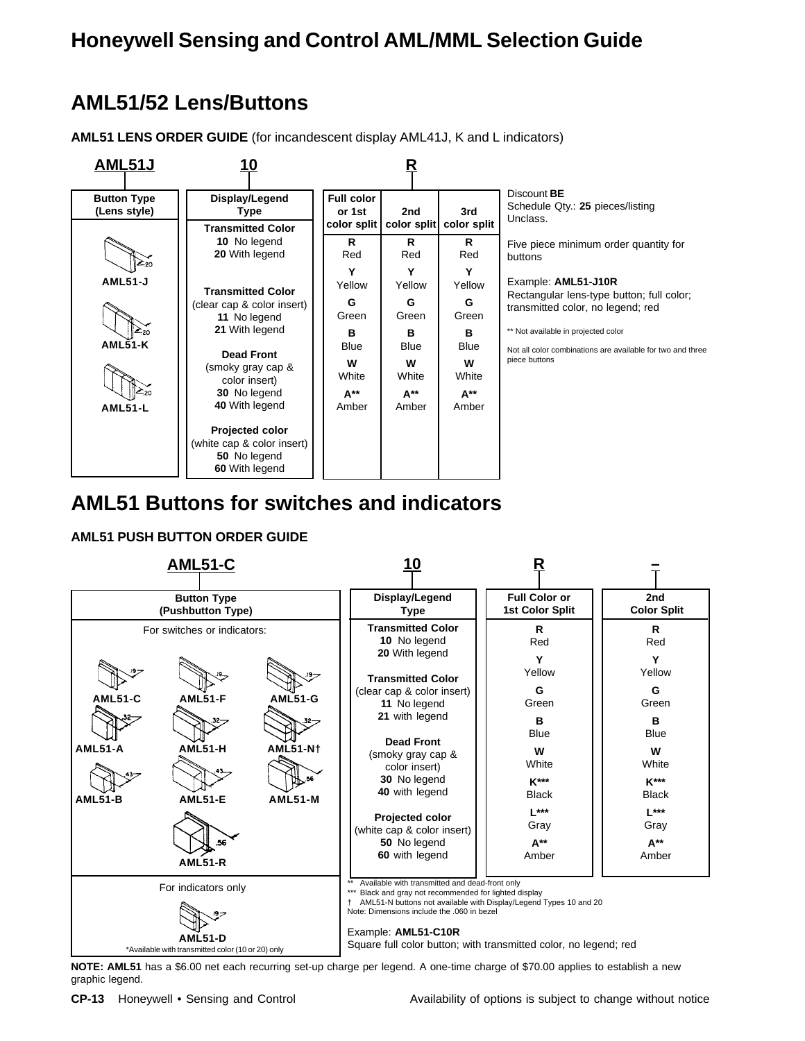## AML51/52 Lens/Buttons

**AML51 LENS ORDER GUIDE** (for incandescent display AML41J, K and L indicators)

**AML51J** **10** **R**

| Button Type (Lens style) | Display/Legend Type | Full color or 1st color split | 2nd color split | 3rd color split |
|---|---|---|---|---|
| AML51-J | **Transmitted Color**<br>**10** No legend<br>**20** With legend | **R** Red | **R** Red | **R** Red |
| AML51-K | **Transmitted Color** (clear cap & color insert)<br>**11** No legend<br>**21** With legend | **Y** Yellow | **Y** Yellow | **Y** Yellow |
| AML51-L | **Dead Front** (smoky gray cap & color insert)<br>**30** No legend<br>**40** With legend | **G** Green | **G** Green | **G** Green |
| | **Projected color** (white cap & color insert)<br>**50** No legend<br>**60** With legend | **B** Blue | **B** Blue | **B** Blue |
| | | **W** White | **W** White | **W** White |
| | | **A**** Amber | **A**** Amber | **A**** Amber |

Discount **BE**
Schedule Qty.: **25** pieces/listing
Unclass.

Five piece minimum order quantity for buttons

Example: **AML51-J10R**
Rectangular lens-type button; full color; transmitted color, no legend; red

** Not available in projected color

Not all color combinations are available for two and three piece buttons

## AML51 Buttons for switches and indicators

**AML51 PUSH BUTTON ORDER GUIDE**

**AML51-C** **10** **R** **–**

| Button Type (Pushbutton Type) | Display/Legend Type | Full Color or 1st Color Split | 2nd Color Split |
|---|---|---|---|
| For switches or indicators:<br>AML51-C, AML51-F, AML51-G<br>AML51-A, AML51-H, AML51-N†<br>AML51-B, AML51-E, AML51-M<br>AML51-R | **Transmitted Color**<br>**10** No legend<br>**20** With legend | **R** Red | **R** Red |
| | **Transmitted Color** (clear cap & color insert)<br>**11** No legend<br>**21** with legend | **Y** Yellow | **Y** Yellow |
| | **Dead Front** (smoky gray cap & color insert)<br>**30** No legend<br>**40** with legend | **G** Green | **G** Green |
| | **Projected color** (white cap & color insert)<br>**50** No legend<br>**60** with legend | **B** Blue | **B** Blue |
| | | **W** White | **W** White |
| | | **K***** Black | **K***** Black |
| | | **L***** Gray | **L***** Gray |
| | | **A**** Amber | **A**** Amber |
| For indicators only<br>AML51-D<br>*Available with transmitted color (10 or 20) only | | | |

** Available with transmitted and dead-front only
*** Black and gray not recommended for lighted display
† AML51-N buttons not available with Display/Legend Types 10 and 20
Note: Dimensions include the .060 in bezel

Example: **AML51-C10R**
Square full color button; with transmitted color, no legend; red

**NOTE: AML51** has a $6.00 net each recurring set-up charge per legend. A one-time charge of $70.00 applies to establish a new graphic legend.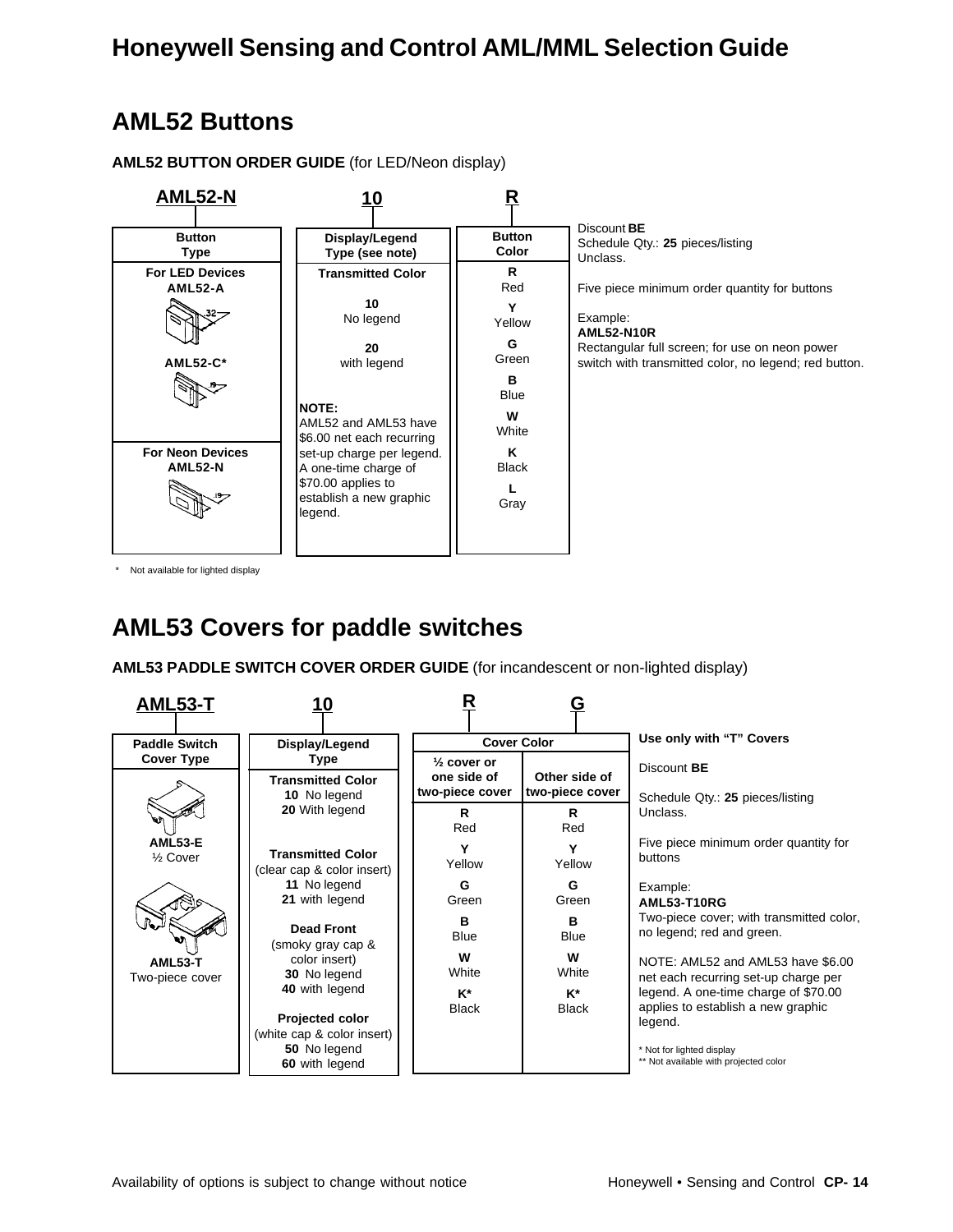# Honeywell Sensing and Control AML/MML Selection Guide

## AML52 Buttons

**AML52 BUTTON ORDER GUIDE** (for LED/Neon display)

| AML52-N | 10 | R |
|---|---|---|
| **Button Type** | **Display/Legend Type (see note)** | **Button Color** |
| **For LED Devices** AML52-A | **Transmitted Color** | **R** Red |
| AML52-C* | **10** No legend | **Y** Yellow |
| **For Neon Devices** AML52-N | **20** with legend | **G** Green |
| | **NOTE:** AML52 and AML53 have $6.00 net each recurring set-up charge per legend. A one-time charge of $70.00 applies to establish a new graphic legend. | **B** Blue |
| | | **W** White |
| | | **K** Black |
| | | **L** Gray |

Discount **BE**
Schedule Qty.: **25** pieces/listing
Unclass.

Five piece minimum order quantity for buttons

Example:
**AML52-N10R**
Rectangular full screen; for use on neon power switch with transmitted color, no legend; red button.

* Not available for lighted display

## AML53 Covers for paddle switches

**AML53 PADDLE SWITCH COVER ORDER GUIDE** (for incandescent or non-lighted display)

| AML53-T | 10 | R | G |
|---|---|---|---|
| **Paddle Switch Cover Type** | **Display/Legend Type** | **Cover Color** | |
| | | **½ cover or one side of two-piece cover** | **Other side of two-piece cover** |
| **AML53-E** ½ Cover | **Transmitted Color** **10** No legend **20** With legend | **R** Red | **R** Red |
| **AML53-T** Two-piece cover | **Transmitted Color** (clear cap & color insert) **11** No legend **21** with legend | **Y** Yellow | **Y** Yellow |
| | **Dead Front** (smoky gray cap & color insert) **30** No legend **40** with legend | **G** Green | **G** Green |
| | **Projected color** (white cap & color insert) **50** No legend **60** with legend | **B** Blue | **B** Blue |
| | | **W** White | **W** White |
| | | **K*** Black | **K*** Black |

**Use only with "T" Covers**

Discount **BE**

Schedule Qty.: **25** pieces/listing
Unclass.

Five piece minimum order quantity for buttons

Example:
**AML53-T10RG**
Two-piece cover; with transmitted color, no legend; red and green.

NOTE: AML52 and AML53 have $6.00 net each recurring set-up charge per legend. A one-time charge of $70.00 applies to establish a new graphic legend.

* Not for lighted display
** Not available with projected color

Availability of options is subject to change without notice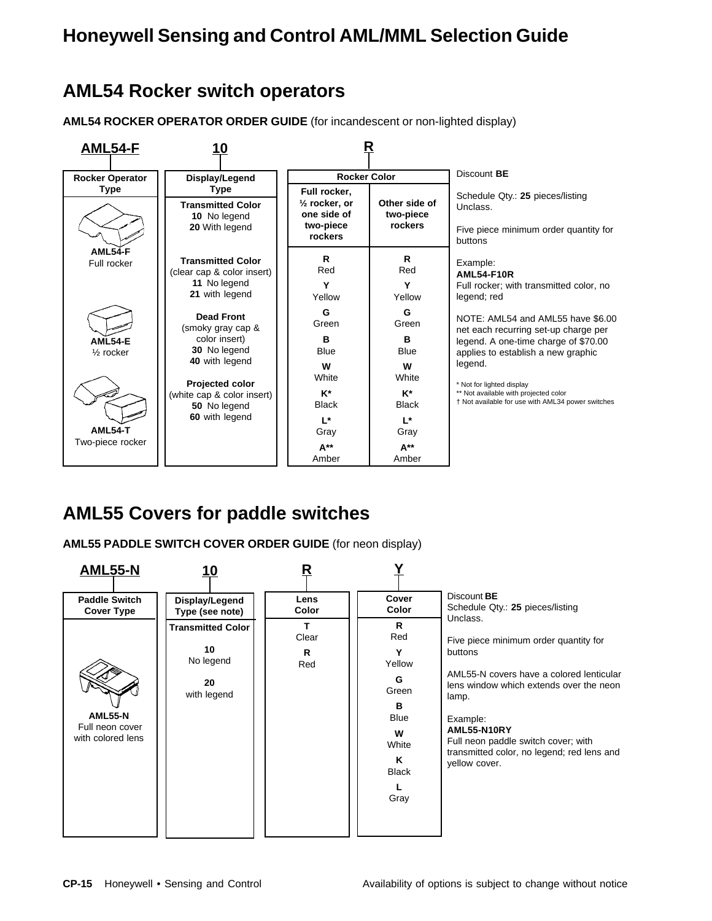# Honeywell Sensing and Control AML/MML Selection Guide

## AML54 Rocker switch operators

**AML54 ROCKER OPERATOR ORDER GUIDE** (for incandescent or non-lighted display)

| AML54-F | 10 | R | |
|---|---|---|---|
| **Rocker Operator Type** | **Display/Legend Type** | **Rocker Color** | |
| | | **Full rocker, ½ rocker, or one side of two-piece rockers** | **Other side of two-piece rockers** |
| **AML54-F** Full rocker | **Transmitted Color** **10** No legend **20** With legend | **R** Red | **R** Red |
| | **Transmitted Color** (clear cap & color insert) **11** No legend **21** with legend | **Y** Yellow | **Y** Yellow |
| **AML54-E** ½ rocker | **Dead Front** (smoky gray cap & color insert) **30** No legend **40** with legend | **G** Green | **G** Green |
| | **Projected color** (white cap & color insert) **50** No legend **60** with legend | **B** Blue | **B** Blue |
| **AML54-T** Two-piece rocker | | **W** White | **W** White |
| | | **K*** Black | **K*** Black |
| | | **L*** Gray | **L*** Gray |
| | | **A**** Amber | **A**** Amber |

Discount **BE**

Schedule Qty.: **25** pieces/listing Unclass.

Five piece minimum order quantity for buttons

Example:
**AML54-F10R**
Full rocker; with transmitted color, no legend; red

NOTE: AML54 and AML55 have $6.00 net each recurring set-up charge per legend. A one-time charge of $70.00 applies to establish a new graphic legend.

* Not for lighted display
** Not available with projected color
† Not available for use with AML34 power switches

## AML55 Covers for paddle switches

**AML55 PADDLE SWITCH COVER ORDER GUIDE** (for neon display)

| AML55-N | 10 | R | Y |
|---|---|---|---|
| **Paddle Switch Cover Type** | **Display/Legend Type (see note)** | **Lens Color** | **Cover Color** |
| **AML55-N** Full neon cover with colored lens | **Transmitted Color** | **T** Clear | **R** Red |
| | **10** No legend | **R** Red | **Y** Yellow |
| | **20** with legend | | **G** Green |
| | | | **B** Blue |
| | | | **W** White |
| | | | **K** Black |
| | | | **L** Gray |

Discount **BE**
Schedule Qty.: **25** pieces/listing Unclass.

Five piece minimum order quantity for buttons

AML55-N covers have a colored lenticular lens window which extends over the neon lamp.

Example:
**AML55-N10RY**
Full neon paddle switch cover; with transmitted color, no legend; red lens and yellow cover.

Availability of options is subject to change without notice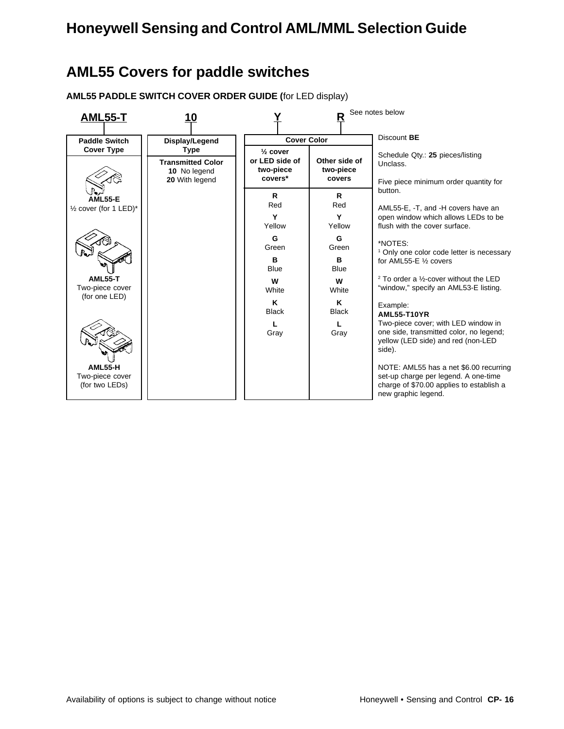# Honeywell Sensing and Control AML/MML Selection Guide

## AML55 Covers for paddle switches

**AML55 PADDLE SWITCH COVER ORDER GUIDE (**for LED display)

| AML55-T | 10 | Y | R |
|---|---|---|---|
| **Paddle Switch Cover Type** | **Display/Legend Type** | **Cover Color** | |
| | | **½ cover or LED side of two-piece covers*** | **Other side of two-piece covers** |
| **AML55-E** ½ cover (for 1 LED)* | **Transmitted Color** **10** No legend **20** With legend | **R** Red | **R** Red |
| **AML55-T** Two-piece cover (for one LED) | | **Y** Yellow | **Y** Yellow |
| **AML55-H** Two-piece cover (for two LEDs) | | **G** Green | **G** Green |
| | | **B** Blue | **B** Blue |
| | | **W** White | **W** White |
| | | **K** Black | **K** Black |
| | | **L** Gray | **L** Gray |

See notes below

Discount **BE**

Schedule Qty.: **25** pieces/listing Unclass.

Five piece minimum order quantity for button.

AML55-E, -T, and -H covers have an open window which allows LEDs to be flush with the cover surface.

*NOTES:
[1] Only one color code letter is necessary for AML55-E ½ covers

[2] To order a ½-cover without the LED "window," specify an AML53-E listing.

Example:
**AML55-T10YR**
Two-piece cover; with LED window in one side, transmitted color, no legend; yellow (LED side) and red (non-LED side).

NOTE: AML55 has a net $6.00 recurring set-up charge per legend. A one-time charge of $70.00 applies to establish a new graphic legend.

Availability of options is subject to change without notice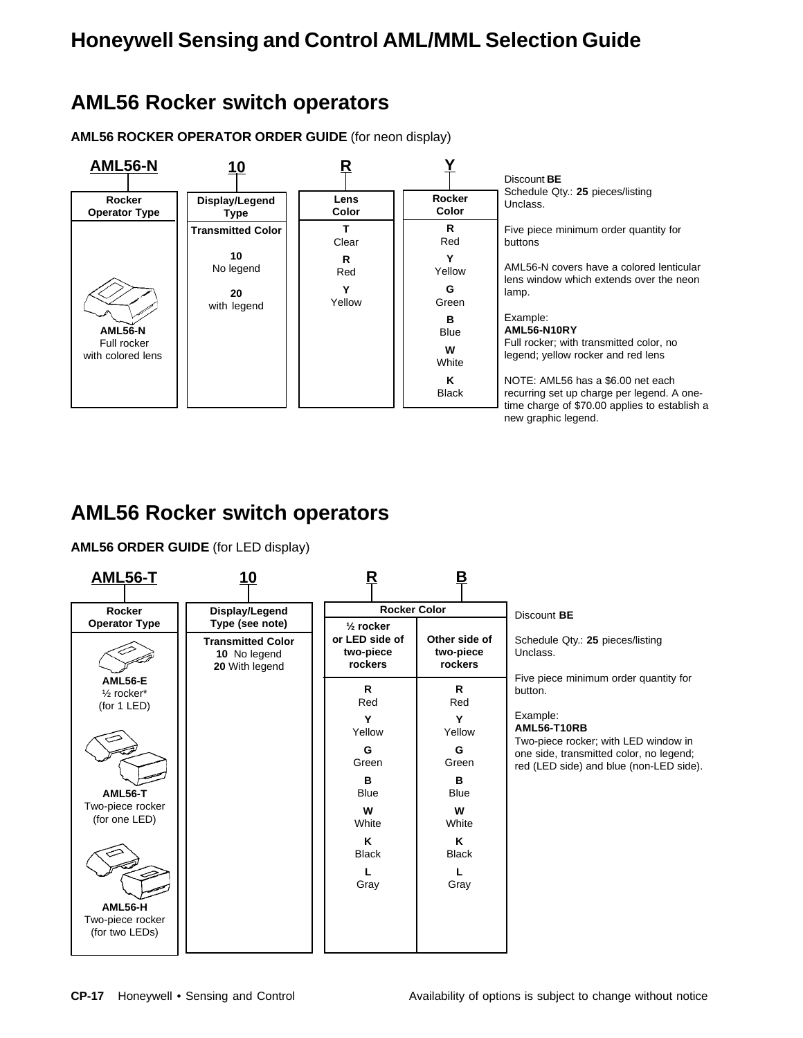## AML56 Rocker switch operators

**AML56 ROCKER OPERATOR ORDER GUIDE** (for neon display)

| AML56-N | 10 | R | Y |
|---|---|---|---|
| **Rocker Operator Type** | **Display/Legend Type** | **Lens Color** | **Rocker Color** |
| **AML56-N** Full rocker with colored lens | **Transmitted Color**<br>**10** No legend<br>**20** with legend | **T** Clear<br>**R** Red<br>**Y** Yellow | **R** Red<br>**Y** Yellow<br>**G** Green<br>**B** Blue<br>**W** White<br>**K** Black |

Discount **BE**
Schedule Qty.: **25** pieces/listing
Unclass.

Five piece minimum order quantity for buttons

AML56-N covers have a colored lenticular lens window which extends over the neon lamp.

Example:
**AML56-N10RY**
Full rocker; with transmitted color, no legend; yellow rocker and red lens

NOTE: AML56 has a $6.00 net each recurring set up charge per legend. A one-time charge of $70.00 applies to establish a new graphic legend.

## AML56 Rocker switch operators

**AML56 ORDER GUIDE** (for LED display)

| AML56-T | 10 | R | B |
|---|---|---|---|
| **Rocker Operator Type** | **Display/Legend Type (see note)** | **Rocker Color** | |
| | | **½ rocker or LED side of two-piece rockers** | **Other side of two-piece rockers** |
| **AML56-E** ½ rocker* (for 1 LED)<br>**AML56-T** Two-piece rocker (for one LED)<br>**AML56-H** Two-piece rocker (for two LEDs) | **Transmitted Color**<br>**10** No legend<br>**20** With legend | **R** Red<br>**Y** Yellow<br>**G** Green<br>**B** Blue<br>**W** White<br>**K** Black<br>**L** Gray | **R** Red<br>**Y** Yellow<br>**G** Green<br>**B** Blue<br>**W** White<br>**K** Black<br>**L** Gray |

Discount **BE**

Schedule Qty.: **25** pieces/listing
Unclass.

Five piece minimum order quantity for button.

Example:
**AML56-T10RB**
Two-piece rocker; with LED window in one side, transmitted color, no legend; red (LED side) and blue (non-LED side).

Availability of options is subject to change without notice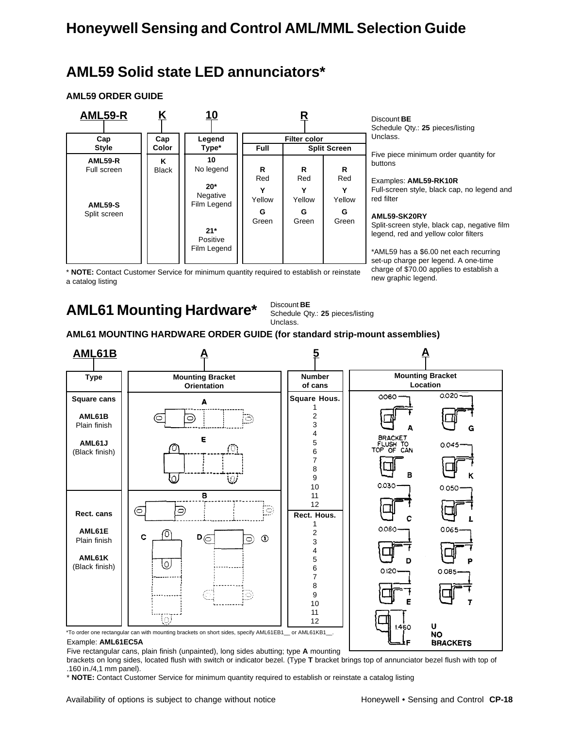## AML59 Solid state LED annunciators*

### AML59 ORDER GUIDE

**AML59-R** **K** **10** **R**

| Cap Style | Cap Color | Legend Type* | Filter color | | |
|---|---|---|---|---|---|
| | | | Full | Split Screen | |
| **AML59-R** Full screen | **K** Black | **10** No legend | **R** Red | **R** Red | **R** Red |
| | | **20*** Negative Film Legend | **Y** Yellow | **Y** Yellow | **Y** Yellow |
| **AML59-S** Split screen | | | **G** Green | **G** Green | **G** Green |
| | | **21*** Positive Film Legend | | | |

\* **NOTE:** Contact Customer Service for minimum quantity required to establish or reinstate a catalog listing

Discount **BE**
Schedule Qty.: **25** pieces/listing
Unclass.

Five piece minimum order quantity for buttons

Examples: **AML59-RK10R**
Full-screen style, black cap, no legend and red filter

**AML59-SK20RY**
Split-screen style, black cap, negative film legend, red and yellow color filters

*AML59 has a $6.00 net each recurring set-up charge per legend. A one-time charge of $70.00 applies to establish a new graphic legend.

## AML61 Mounting Hardware*

Discount **BE**
Schedule Qty.: **25** pieces/listing
Unclass.

### AML61 MOUNTING HARDWARE ORDER GUIDE (for standard strip-mount assemblies)

**AML61B** **A** **5** **A**

| Type | Mounting Bracket Orientation | Number of cans | Mounting Bracket Location |
|---|---|---|---|
| **Square cans**<br>**AML61B** Plain finish<br>**AML61J** (Black finish) | A, E | **Square Hous.** 1, 2, 3, 4, 5, 6, 7, 8, 9, 10, 11, 12 | A (0.060), G (0.020), B (BRACKET FLUSH TO TOP OF CAN), K (0.045), C (0.030), L (0.050), D (0.060), P (0.065), E (0.120), T (0.085), F (1.460), U (NO BRACKETS) |
| **Rect. cans**<br>**AML61E** Plain finish<br>**AML61K** (Black finish) | B, C, D ① | **Rect. Hous.** 1, 2, 3, 4, 5, 6, 7, 8, 9, 10, 11, 12 | |

①To order one rectangular can with mounting brackets on short sides, specify AML61EB1__ or AML61KB1__.

Example: **AML61EC5A**
Five rectangular cans, plain finish (unpainted), long sides abutting; type **A** mounting brackets on long sides, located flush with switch or indicator bezel. (Type **T** bracket brings top of annunciator bezel flush with top of .160 in./4,1 mm panel).

\* **NOTE:** Contact Customer Service for minimum quantity required to establish or reinstate a catalog listing

Availability of options is subject to change without notice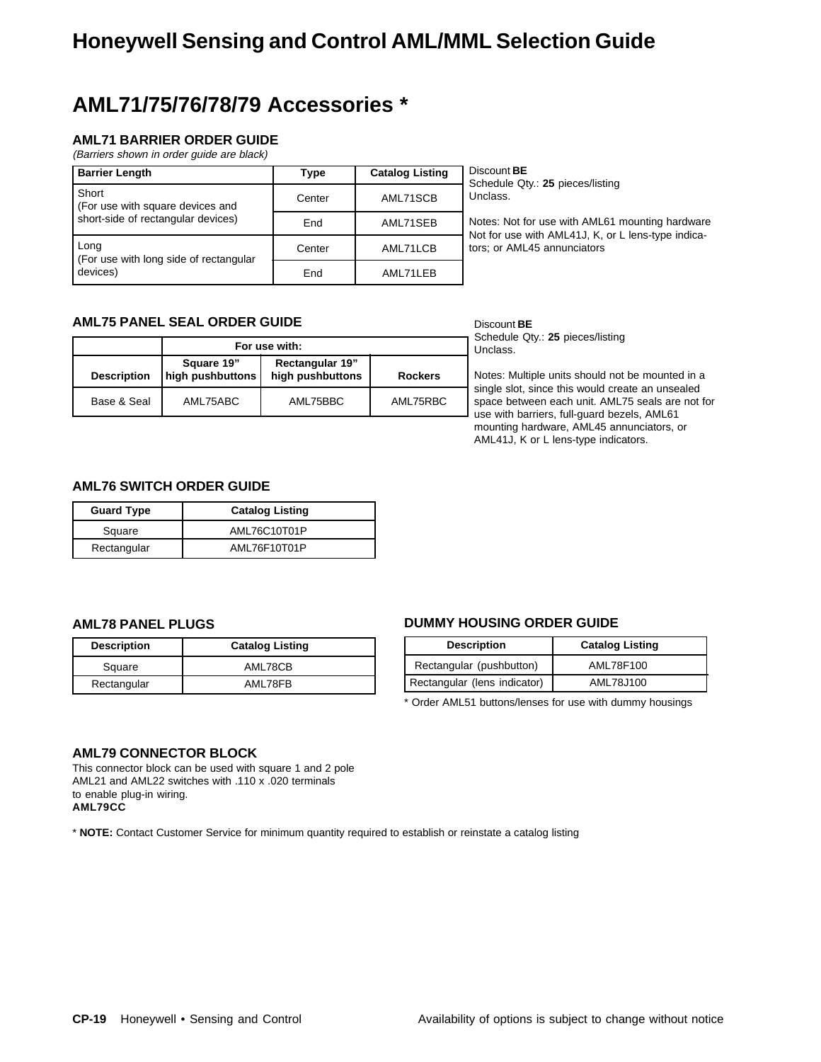# Honeywell Sensing and Control AML/MML Selection Guide

## AML71/75/76/78/79 Accessories *

### AML71 BARRIER ORDER GUIDE

*(Barriers shown in order guide are black)*

| Barrier Length | Type | Catalog Listing |
|---|---|---|
| Short (For use with square devices and short-side of rectangular devices) | Center | AML71SCB |
| | End | AML71SEB |
| Long (For use with long side of rectangular devices) | Center | AML71LCB |
| | End | AML71LEB |

Discount **BE**
Schedule Qty.: **25** pieces/listing
Unclass.

Notes: Not for use with AML61 mounting hardware
Not for use with AML41J, K, or L lens-type indicators; or AML45 annunciators

### AML75 PANEL SEAL ORDER GUIDE

| | For use with: | | |
|---|---|---|---|
| Description | Square 19" high pushbuttons | Rectangular 19" high pushbuttons | Rockers |
| Base & Seal | AML75ABC | AML75BBC | AML75RBC |

Discount **BE**
Schedule Qty.: **25** pieces/listing
Unclass.

Notes: Multiple units should not be mounted in a single slot, since this would create an unsealed space between each unit. AML75 seals are not for use with barriers, full-guard bezels, AML61 mounting hardware, AML45 annunciators, or AML41J, K or L lens-type indicators.

### AML76 SWITCH ORDER GUIDE

| Guard Type | Catalog Listing |
|---|---|
| Square | AML76C10T01P |
| Rectangular | AML76F10T01P |

### AML78 PANEL PLUGS

| Description | Catalog Listing |
|---|---|
| Square | AML78CB |
| Rectangular | AML78FB |

### DUMMY HOUSING ORDER GUIDE

| Description | Catalog Listing |
|---|---|
| Rectangular (pushbutton) | AML78F100 |
| Rectangular (lens indicator) | AML78J100 |

* Order AML51 buttons/lenses for use with dummy housings

### AML79 CONNECTOR BLOCK

This connector block can be used with square 1 and 2 pole AML21 and AML22 switches with .110 x .020 terminals to enable plug-in wiring.
**AML79CC**

* **NOTE:** Contact Customer Service for minimum quantity required to establish or reinstate a catalog listing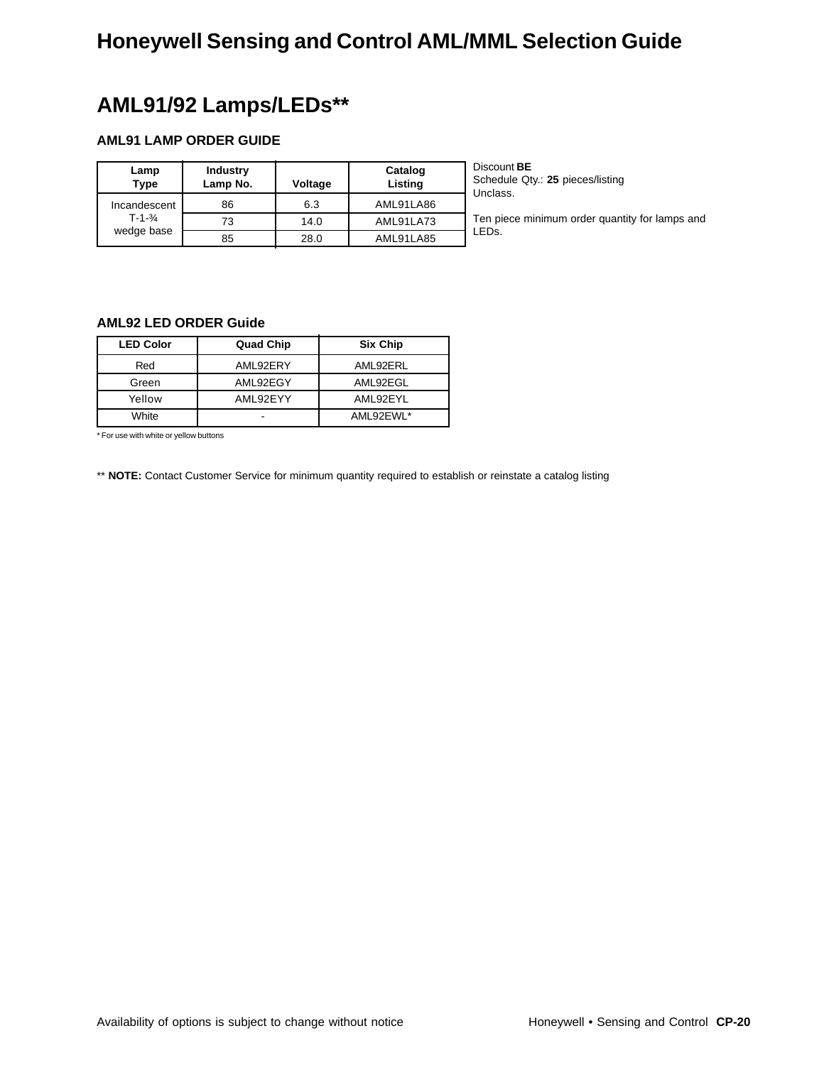# Honeywell Sensing and Control AML/MML Selection Guide

## AML91/92 Lamps/LEDs**

### AML91 LAMP ORDER GUIDE

| Lamp Type | Industry Lamp No. | Voltage | Catalog Listing |
|---|---|---|---|
| Incandescent T-1-¾ wedge base | 86 | 6.3 | AML91LA86 |
| | 73 | 14.0 | AML91LA73 |
| | 85 | 28.0 | AML91LA85 |

Discount **BE**
Schedule Qty.: **25** pieces/listing
Unclass.

Ten piece minimum order quantity for lamps and LEDs.

### AML92 LED ORDER Guide

| LED Color | Quad Chip | Six Chip |
|---|---|---|
| Red | AML92ERY | AML92ERL |
| Green | AML92EGY | AML92EGL |
| Yellow | AML92EYY | AML92EYL |
| White | - | AML92EWL* |

* For use with white or yellow buttons

** **NOTE:** Contact Customer Service for minimum quantity required to establish or reinstate a catalog listing

Availability of options is subject to change without notice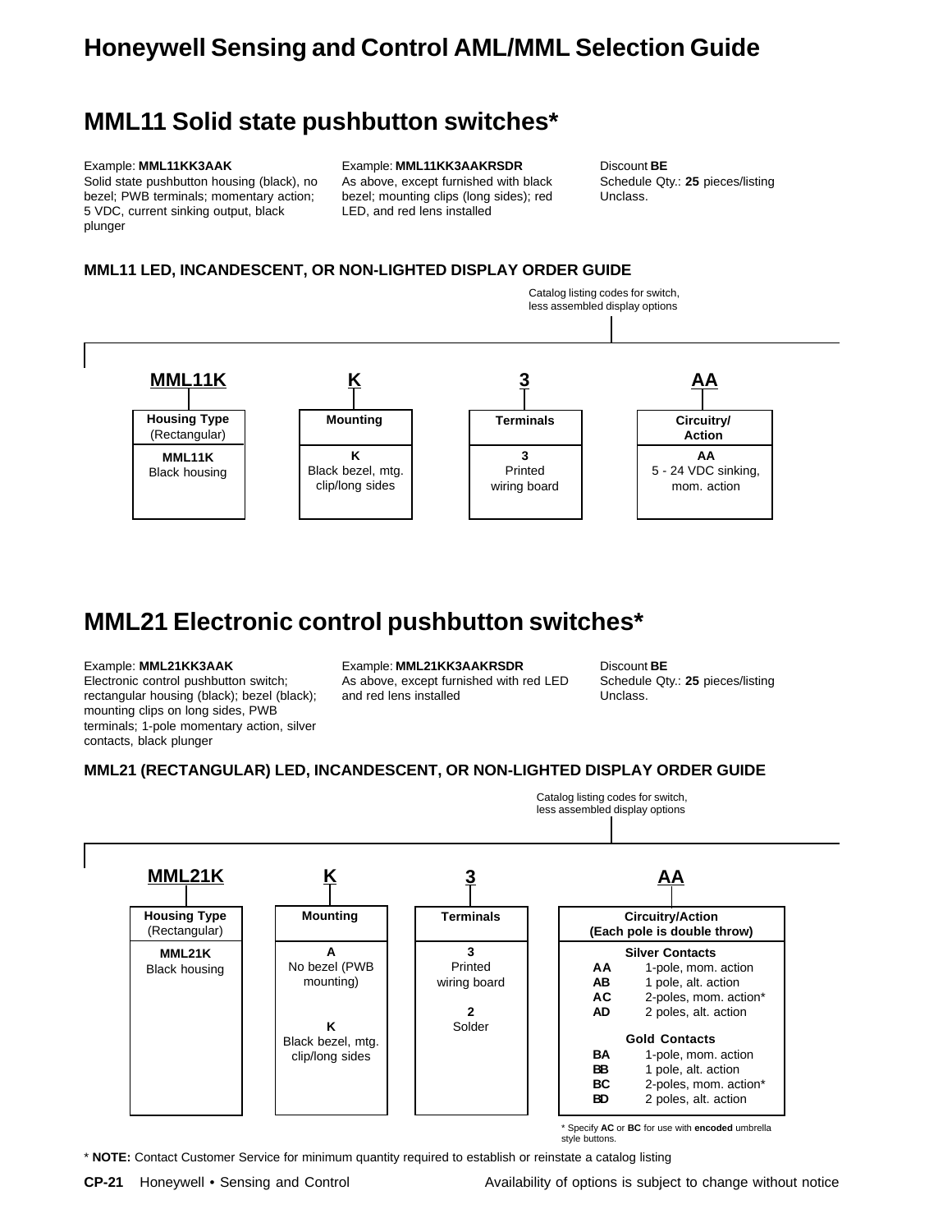# Honeywell Sensing and Control AML/MML Selection Guide

## MML11 Solid state pushbutton switches*

Example: **MML11KK3AAK**
Solid state pushbutton housing (black), no bezel; PWB terminals; momentary action; 5 VDC, current sinking output, black plunger

Example: **MML11KK3AAKRSDR**
As above, except furnished with black bezel; mounting clips (long sides); red LED, and red lens installed

Discount **BE**
Schedule Qty.: **25** pieces/listing
Unclass.

### MML11 LED, INCANDESCENT, OR NON-LIGHTED DISPLAY ORDER GUIDE

Catalog listing codes for switch, less assembled display options

| MML11K | K | 3 | AA |
|---|---|---|---|
| **Housing Type** (Rectangular) | **Mounting** | **Terminals** | **Circuitry/ Action** |
| **MML11K** Black housing | **K** Black bezel, mtg. clip/long sides | **3** Printed wiring board | **AA** 5 - 24 VDC sinking, mom. action |

## MML21 Electronic control pushbutton switches*

Example: **MML21KK3AAK**
Electronic control pushbutton switch; rectangular housing (black); bezel (black); mounting clips on long sides, PWB terminals; 1-pole momentary action, silver contacts, black plunger

Example: **MML21KK3AAKRSDR**
As above, except furnished with red LED and red lens installed

Discount **BE**
Schedule Qty.: **25** pieces/listing
Unclass.

### MML21 (RECTANGULAR) LED, INCANDESCENT, OR NON-LIGHTED DISPLAY ORDER GUIDE

Catalog listing codes for switch, less assembled display options

| MML21K | K | 3 | AA |
|---|---|---|---|
| **Housing Type** (Rectangular) | **Mounting** | **Terminals** | **Circuitry/Action (Each pole is double throw)** |
| **MML21K** Black housing | **A** No bezel (PWB mounting)<br><br>**K** Black bezel, mtg. clip/long sides | **3** Printed wiring board<br><br>**2** Solder | **Silver Contacts**<br>**AA** 1-pole, mom. action<br>**AB** 1 pole, alt. action<br>**AC** 2-poles, mom. action*<br>**AD** 2 poles, alt. action<br><br>**Gold Contacts**<br>**BA** 1-pole, mom. action<br>**BB** 1 pole, alt. action<br>**BC** 2-poles, mom. action*<br>**BD** 2 poles, alt. action |

* Specify **AC** or **BC** for use with **encoded** umbrella style buttons.

* **NOTE:** Contact Customer Service for minimum quantity required to establish or reinstate a catalog listing

Availability of options is subject to change without notice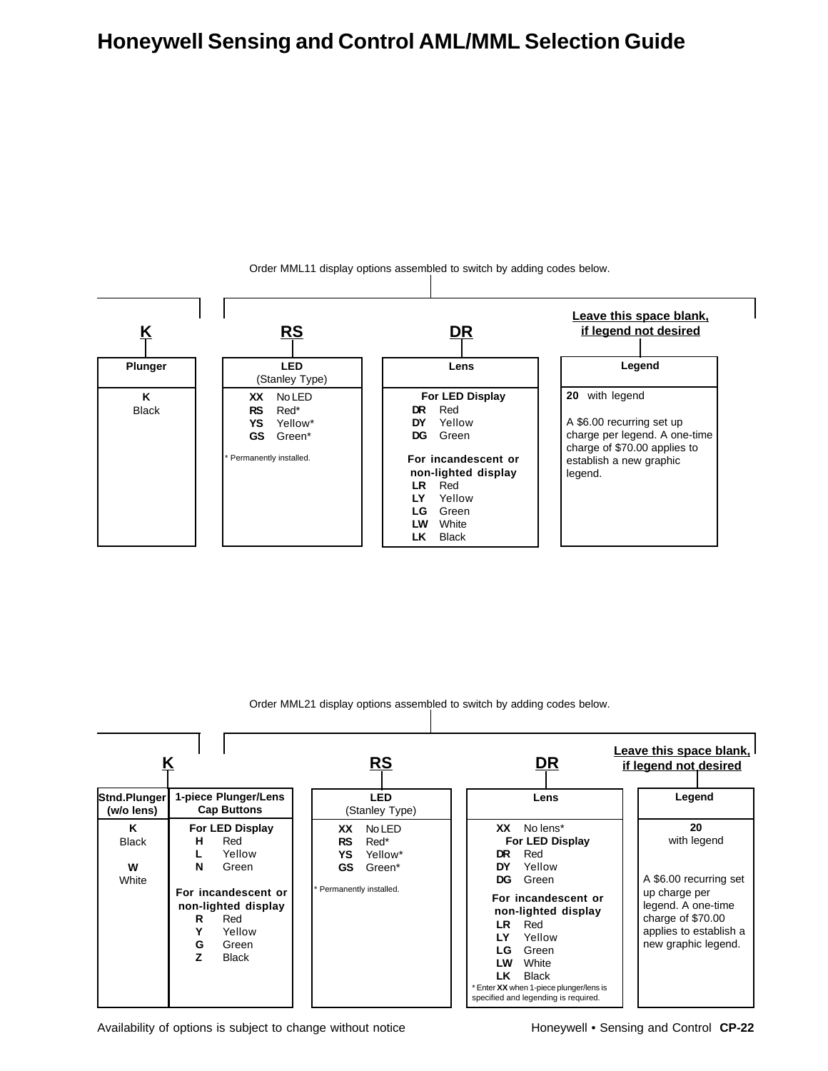Order MML11 display options assembled to switch by adding codes below.

**K** — **RS** — **DR** — **Leave this space blank, if legend not desired**

| Plunger | LED (Stanley Type) | Lens | Legend |
|---|---|---|---|
| **K** Black | **XX** No LED<br>**RS** Red*<br>**YS** Yellow*<br>**GS** Green*<br><br>* Permanently installed. | **For LED Display**<br>**DR** Red<br>**DY** Yellow<br>**DG** Green<br><br>**For incandescent or non-lighted display**<br>**LR** Red<br>**LY** Yellow<br>**LG** Green<br>**LW** White<br>**LK** Black | **20** with legend<br><br>A $6.00 recurring set up charge per legend. A one-time charge of $70.00 applies to establish a new graphic legend. |

Order MML21 display options assembled to switch by adding codes below.

**K** — **RS** — **DR** — **Leave this space blank, if legend not desired**

| Stnd.Plunger (w/o lens) | 1-piece Plunger/Lens Cap Buttons | LED (Stanley Type) | Lens | Legend |
|---|---|---|---|---|
| **K** Black<br><br>**W** White | **For LED Display**<br>**H** Red<br>**L** Yellow<br>**N** Green<br><br>**For incandescent or non-lighted display**<br>**R** Red<br>**Y** Yellow<br>**G** Green<br>**Z** Black | **XX** No LED<br>**RS** Red*<br>**YS** Yellow*<br>**GS** Green*<br><br>* Permanently installed. | **XX** No lens*<br>**For LED Display**<br>**DR** Red<br>**DY** Yellow<br>**DG** Green<br><br>**For incandescent or non-lighted display**<br>**LR** Red<br>**LY** Yellow<br>**LG** Green<br>**LW** White<br>**LK** Black<br><br>* Enter **XX** when 1-piece plunger/lens is specified and legending is required. | **20** with legend<br><br>A $6.00 recurring set up charge per legend. A one-time charge of $70.00 applies to establish a new graphic legend. |

Availability of options is subject to change without notice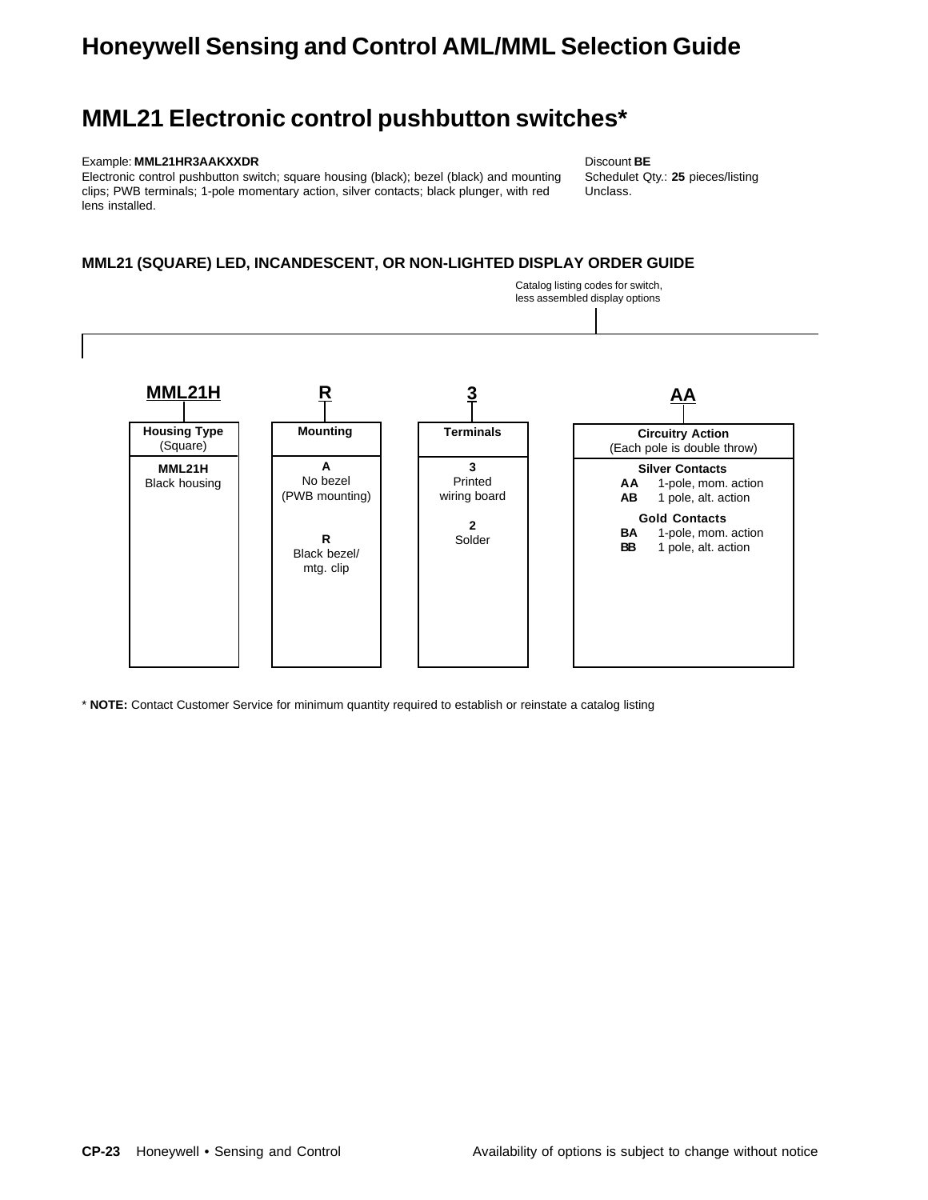# Honeywell Sensing and Control AML/MML Selection Guide

## MML21 Electronic control pushbutton switches*

Example: **MML21HR3AAKXXDR**
Electronic control pushbutton switch; square housing (black); bezel (black) and mounting clips; PWB terminals; 1-pole momentary action, silver contacts; black plunger, with red lens installed.

Discount **BE**
Schedulet Qty.: **25** pieces/listing
Unclass.

### MML21 (SQUARE) LED, INCANDESCENT, OR NON-LIGHTED DISPLAY ORDER GUIDE

Catalog listing codes for switch, less assembled display options

| **MML21H** | **R** | **3** | **AA** |
|---|---|---|---|
| **Housing Type** (Square) | **Mounting** | **Terminals** | **Circuitry Action** (Each pole is double throw) |
| **MML21H** Black housing | **A** No bezel (PWB mounting) | **3** Printed wiring board | **Silver Contacts** |
| | **R** Black bezel/ mtg. clip | **2** Solder | **AA** 1-pole, mom. action |
| | | | **AB** 1 pole, alt. action |
| | | | **Gold Contacts** |
| | | | **BA** 1-pole, mom. action |
| | | | **BB** 1 pole, alt. action |

* **NOTE:** Contact Customer Service for minimum quantity required to establish or reinstate a catalog listing

Availability of options is subject to change without notice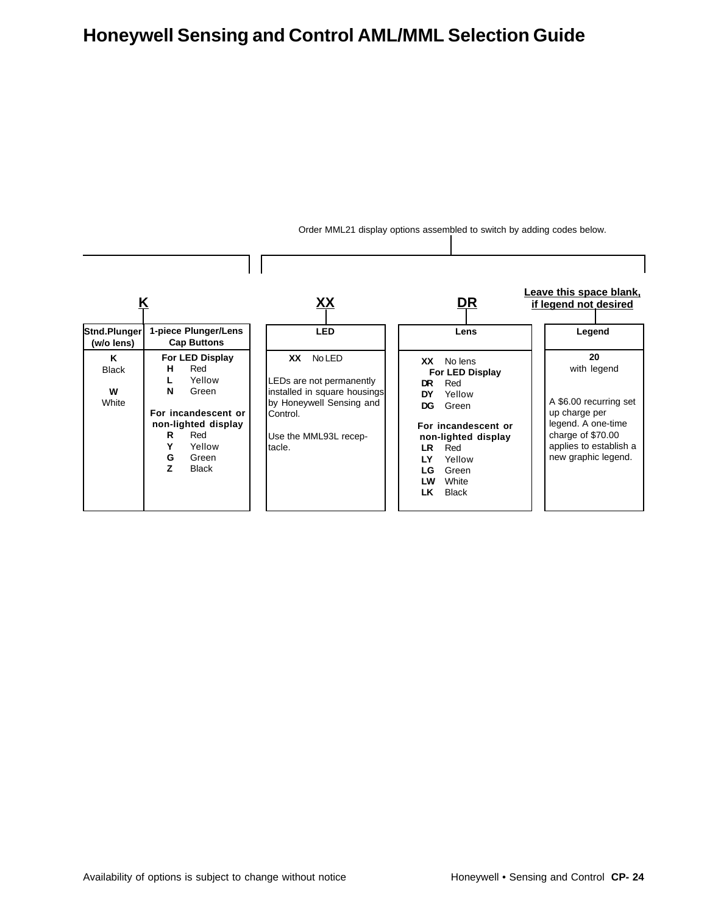# Honeywell Sensing and Control AML/MML Selection Guide

Order MML21 display options assembled to switch by adding codes below.

**K** — **XX** — **DR** — **Leave this space blank, if legend not desired**

| Stnd.Plunger (w/o lens) | 1-piece Plunger/Lens Cap Buttons |
|---|---|
| **K** Black | **For LED Display** |
| | **H** Red |
| | **L** Yellow |
| **W** White | **N** Green |
| | **For incandescent or non-lighted display** |
| | **R** Red |
| | **Y** Yellow |
| | **G** Green |
| | **Z** Black |

| LED |
|---|
| **XX** No LED |
| LEDs are not permanently installed in square housings by Honeywell Sensing and Control. |
| Use the MML93L receptacle. |

| Lens |
|---|
| **XX** No lens |
| **For LED Display** |
| **DR** Red |
| **DY** Yellow |
| **DG** Green |
| **For incandescent or non-lighted display** |
| **LR** Red |
| **LY** Yellow |
| **LG** Green |
| **LW** White |
| **LK** Black |

| Legend |
|---|
| **20** with legend |
| A $6.00 recurring set up charge per legend. A one-time charge of $70.00 applies to establish a new graphic legend. |

Availability of options is subject to change without notice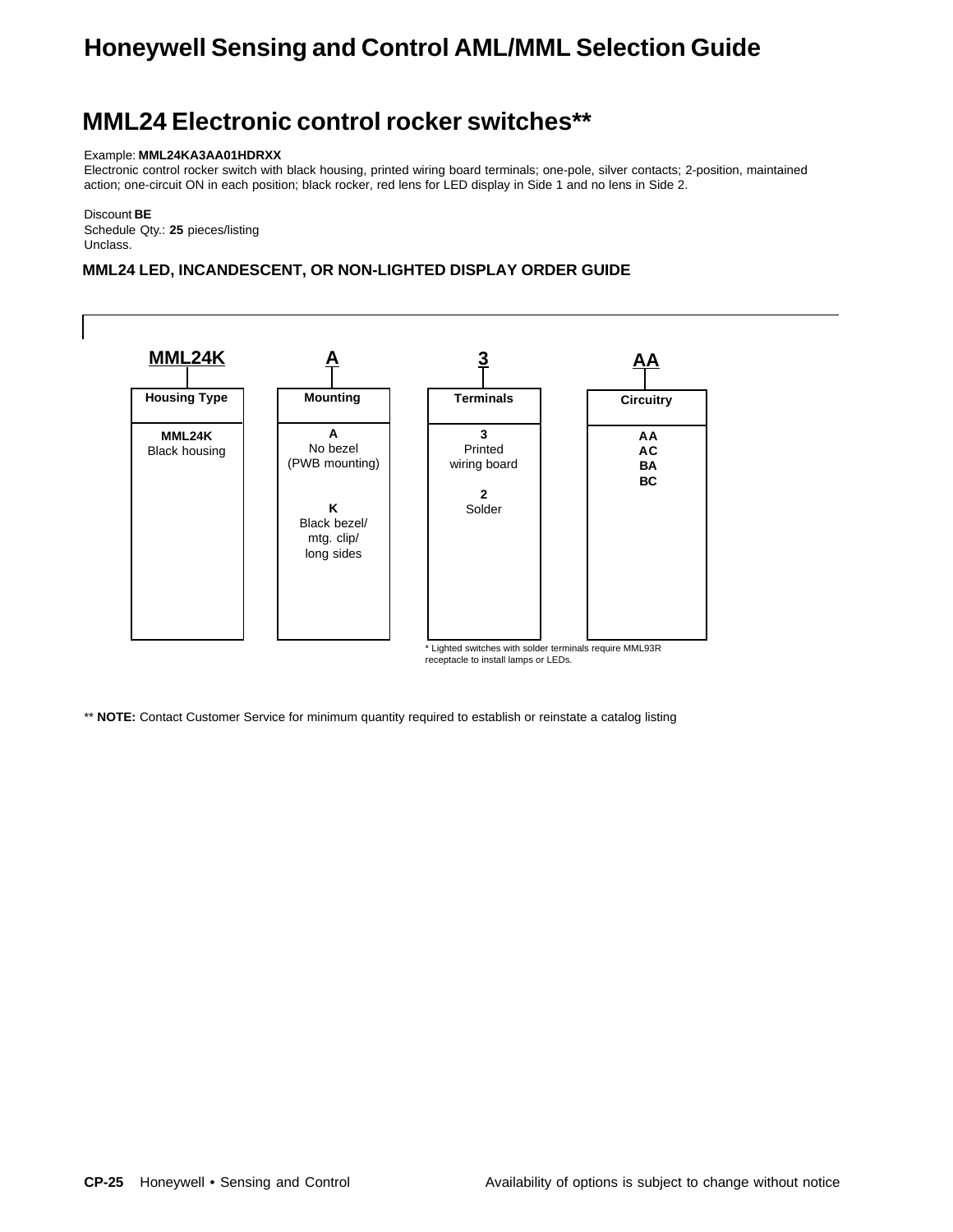# Honeywell Sensing and Control AML/MML Selection Guide

## MML24 Electronic control rocker switches**

Example: **MML24KA3AA01HDRXX**
Electronic control rocker switch with black housing, printed wiring board terminals; one-pole, silver contacts; 2-position, maintained action; one-circuit ON in each position; black rocker, red lens for LED display in Side 1 and no lens in Side 2.

Discount **BE**
Schedule Qty.: **25** pieces/listing
Unclass.

### MML24 LED, INCANDESCENT, OR NON-LIGHTED DISPLAY ORDER GUIDE

| MML24K | A | 3 | AA |
|---|---|---|---|
| **Housing Type** | **Mounting** | **Terminals** | **Circuitry** |
| **MML24K** Black housing | **A** No bezel (PWB mounting) | **3** Printed wiring board | **AA** |
| | **K** Black bezel/ mtg. clip/ long sides | **2** Solder | **AC** |
| | | | **BA** |
| | | | **BC** |

* Lighted switches with solder terminals require MML93R receptacle to install lamps or LEDs.

** **NOTE:** Contact Customer Service for minimum quantity required to establish or reinstate a catalog listing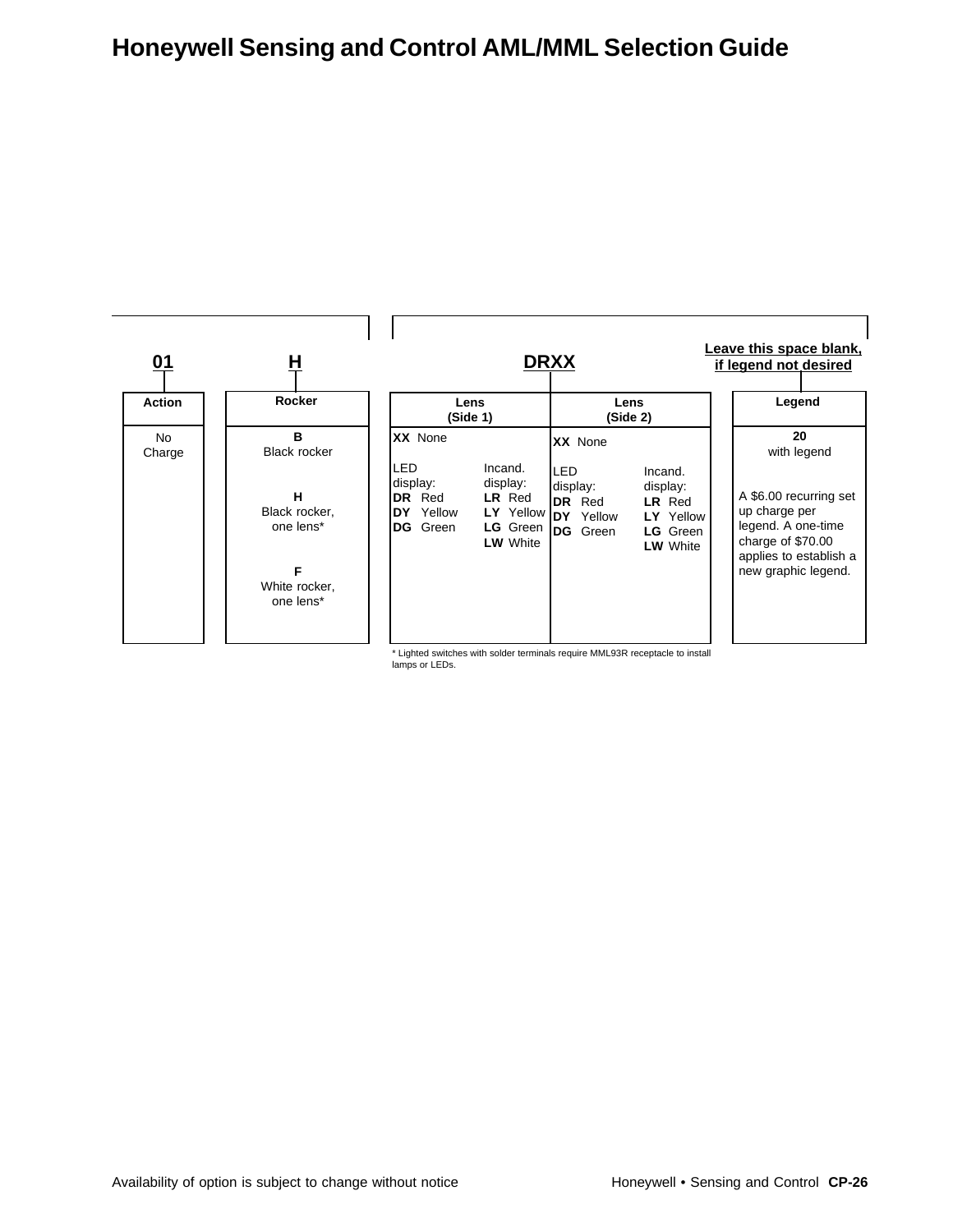# Honeywell Sensing and Control AML/MML Selection Guide

| 01 | H | DRXX | | Leave this space blank, if legend not desired |
|---|---|---|---|---|
| **Action** | **Rocker** | **Lens (Side 1)** | **Lens (Side 2)** | **Legend** |
| No Charge | **B** Black rocker<br><br>**H** Black rocker, one lens*<br><br>**F** White rocker, one lens* | **XX** None<br><br>LED display: **DR** Red, **DY** Yellow, **DG** Green<br><br>Incand. display: **LR** Red, **LY** Yellow, **LG** Green, **LW** White | **XX** None<br><br>LED display: **DR** Red, **DY** Yellow, **DG** Green<br><br>Incand. display: **LR** Red, **LY** Yellow, **LG** Green, **LW** White | **20** with legend<br><br>A $6.00 recurring set up charge per legend. A one-time charge of $70.00 applies to establish a new graphic legend. |

\* Lighted switches with solder terminals require MML93R receptacle to install lamps or LEDs.

Availability of option is subject to change without notice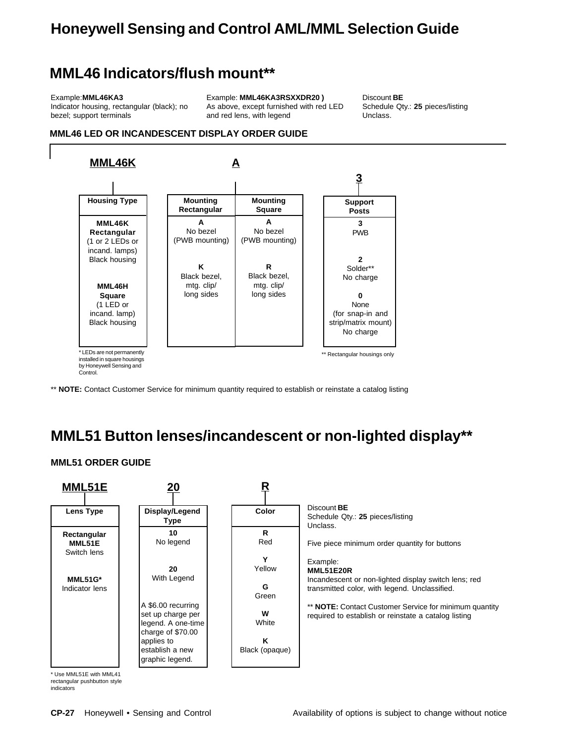# Honeywell Sensing and Control AML/MML Selection Guide

## MML46 Indicators/flush mount**

Example: **MML46KA3**
Indicator housing, rectangular (black); no bezel; support terminals

Example: **MML46KA3RSXXDR20 )**
As above, except furnished with red LED and red lens, with legend

Discount **BE**
Schedule Qty.: **25** pieces/listing
Unclass.

### MML46 LED OR INCANDESCENT DISPLAY ORDER GUIDE

**MML46K** **A** **3**

| Housing Type | Mounting Rectangular | Mounting Square | Support Posts |
|---|---|---|---|
| **MML46K Rectangular** (1 or 2 LEDs or incand. lamps) Black housing | **A** No bezel (PWB mounting) | **A** No bezel (PWB mounting) | **3** PWB |
| **MML46H Square** (1 LED or incand. lamp) Black housing | **K** Black bezel, mtg. clip/ long sides | **R** Black bezel, mtg. clip/ long sides | **2** Solder** No charge |
| | | | **0** None (for snap-in and strip/matrix mount) No charge |

* LEDs are not permanently installed in square housings by Honeywell Sensing and Control.

** Rectangular housings only

** **NOTE:** Contact Customer Service for minimum quantity required to establish or reinstate a catalog listing

## MML51 Button lenses/incandescent or non-lighted display**

### MML51 ORDER GUIDE

**MML51E** **20** **R**

| Lens Type | Display/Legend Type | Color |
|---|---|---|
| **Rectangular MML51E** Switch lens | **10** No legend | **R** Red |
| **MML51G*** Indicator lens | **20** With Legend | **Y** Yellow |
| | A $6.00 recurring set up charge per legend. A one-time charge of $70.00 applies to establish a new graphic legend. | **G** Green |
| | | **W** White |
| | | **K** Black (opaque) |

* Use MML51E with MML41 rectangular pushbutton style indicators

Discount **BE**
Schedule Qty.: **25** pieces/listing
Unclass.

Five piece minimum order quantity for buttons

Example:
**MML51E20R**
Incandescent or non-lighted display switch lens; red transmitted color, with legend. Unclassified.

** **NOTE:** Contact Customer Service for minimum quantity required to establish or reinstate a catalog listing

Availability of options is subject to change without notice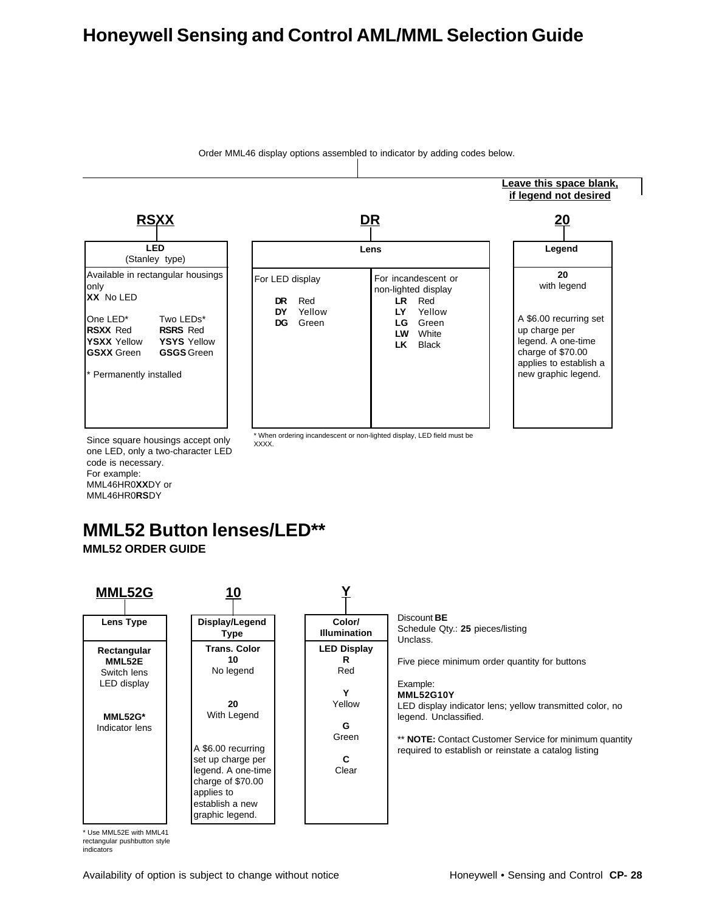# Honeywell Sensing and Control AML/MML Selection Guide

Order MML46 display options assembled to indicator by adding codes below.

**Leave this space blank, if legend not desired**

| RSXX | DR | | 20 |
|---|---|---|---|
| **LED** (Stanley type) | **Lens** | | **Legend** |
| Available in rectangular housings only<br>**XX** No LED<br><br>One LED* **RSXX** Red, **YSXX** Yellow, **GSXX** Green<br><br>Two LEDs* **RSRS** Red, **YSYS** Yellow, **GSGS** Green<br><br>* Permanently installed | For LED display<br>**DR** Red<br>**DY** Yellow<br>**DG** Green | For incandescent or non-lighted display<br>**LR** Red<br>**LY** Yellow<br>**LG** Green<br>**LW** White<br>**LK** Black | **20** with legend<br><br>A $6.00 recurring set up charge per legend. A one-time charge of $70.00 applies to establish a new graphic legend. |

Since square housings accept only one LED, only a two-character LED code is necessary.
For example:
MML46HR0**XX**DY or
MML46HR0**RS**DY

* When ordering incandescent or non-lighted display, LED field must be XXXX.

## MML52 Button lenses/LED**

**MML52 ORDER GUIDE**

| MML52G | 10 | Y |
|---|---|---|
| **Lens Type** | **Display/Legend Type** | **Color/ Illumination** |
| **Rectangular**<br>**MML52E**<br>Switch lens<br>LED display<br><br>**MML52G***<br>Indicator lens | **Trans. Color**<br>**10**<br>No legend<br><br>**20**<br>With Legend<br><br>A $6.00 recurring set up charge per legend. A one-time charge of $70.00 applies to establish a new graphic legend. | **LED Display**<br>**R** Red<br><br>**Y** Yellow<br><br>**G** Green<br><br>**C** Clear |

* Use MML52E with MML41 rectangular pushbutton style indicators

Discount **BE**
Schedule Qty.: **25** pieces/listing
Unclass.

Five piece minimum order quantity for buttons

Example:
**MML52G10Y**
LED display indicator lens; yellow transmitted color, no legend. Unclassified.

** **NOTE:** Contact Customer Service for minimum quantity required to establish or reinstate a catalog listing

Availability of option is subject to change without notice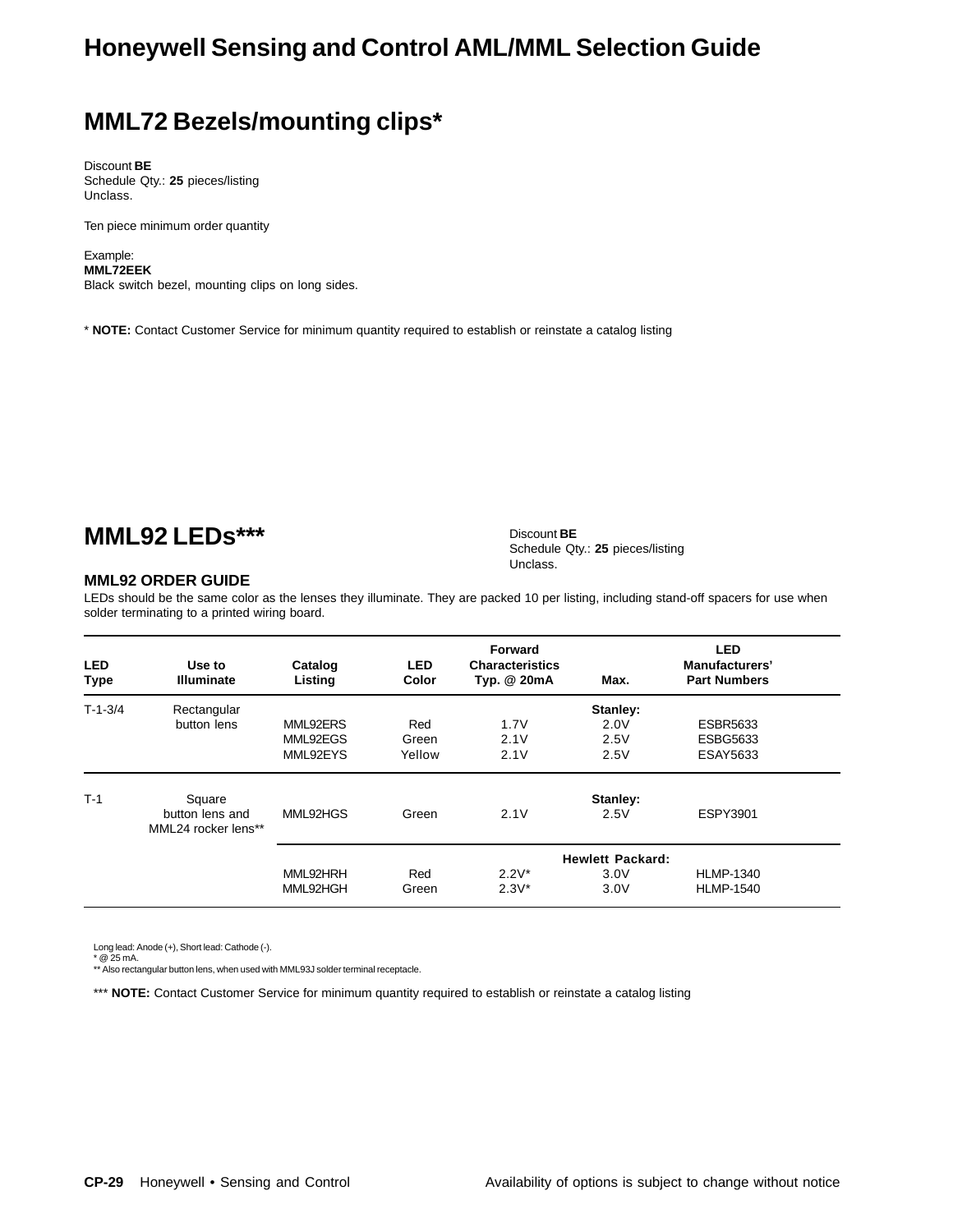## MML72 Bezels/mounting clips*

Discount **BE**
Schedule Qty.: **25** pieces/listing
Unclass.

Ten piece minimum order quantity

Example:
**MML72EEK**
Black switch bezel, mounting clips on long sides.

* **NOTE:** Contact Customer Service for minimum quantity required to establish or reinstate a catalog listing

## MML92 LEDs***

Discount **BE**
Schedule Qty.: **25** pieces/listing
Unclass.

### MML92 ORDER GUIDE

LEDs should be the same color as the lenses they illuminate. They are packed 10 per listing, including stand-off spacers for use when solder terminating to a printed wiring board.

| LED Type | Use to Illuminate | Catalog Listing | LED Color | Forward Characteristics Typ. @ 20mA | Max. | LED Manufacturers' Part Numbers |
|---|---|---|---|---|---|---|
| T-1-3/4 | Rectangular button lens | | | | **Stanley:** | |
| | | MML92ERS | Red | 1.7V | 2.0V | ESBR5633 |
| | | MML92EGS | Green | 2.1V | 2.5V | ESBG5633 |
| | | MML92EYS | Yellow | 2.1V | 2.5V | ESAY5633 |
| T-1 | Square button lens and MML24 rocker lens** | | | | **Stanley:** | |
| | | MML92HGS | Green | 2.1V | 2.5V | ESPY3901 |
| | | | | | **Hewlett Packard:** | |
| | | MML92HRH | Red | 2.2V* | 3.0V | HLMP-1340 |
| | | MML92HGH | Green | 2.3V* | 3.0V | HLMP-1540 |

Long lead: Anode (+), Short lead: Cathode (-).
* @ 25 mA.
** Also rectangular button lens, when used with MML93J solder terminal receptacle.

*** **NOTE:** Contact Customer Service for minimum quantity required to establish or reinstate a catalog listing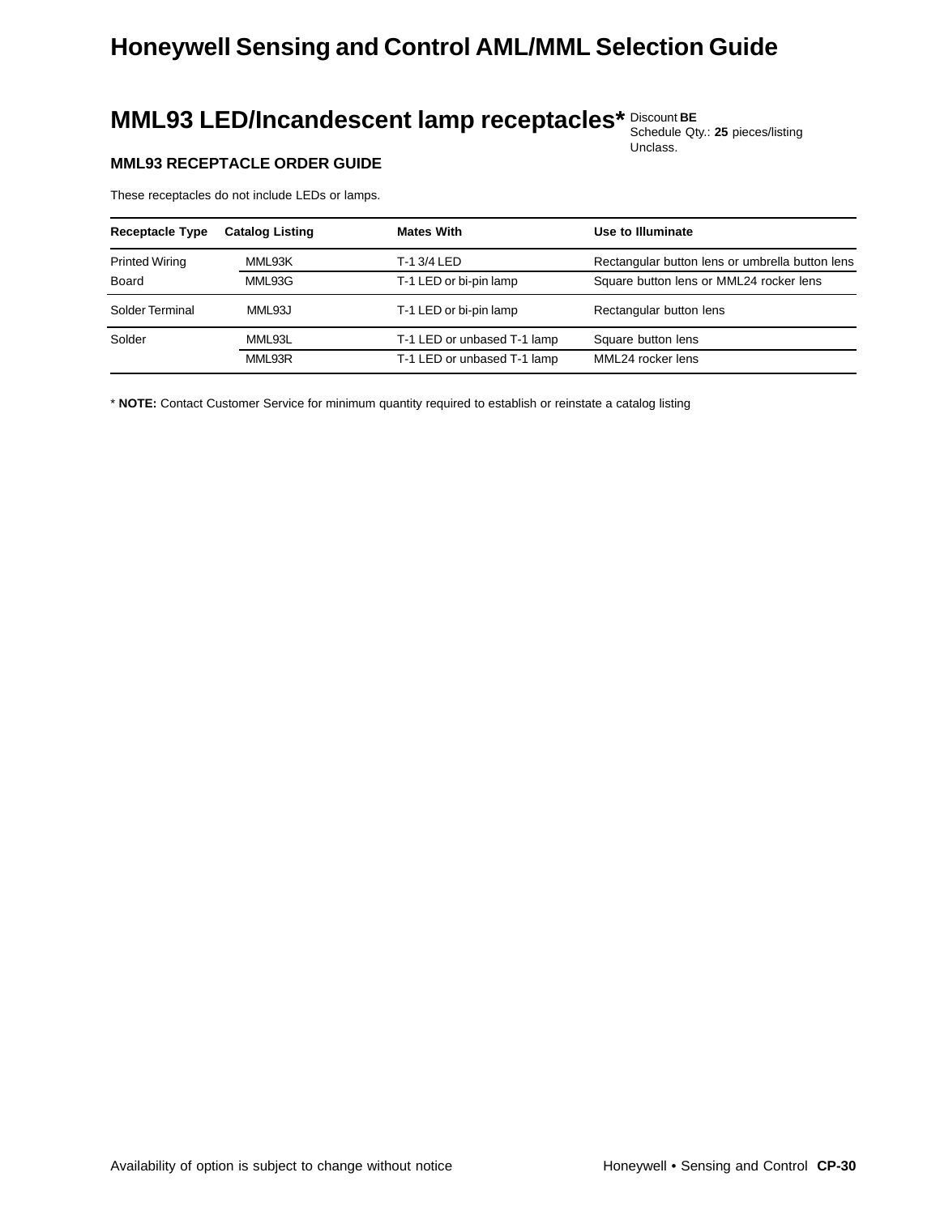# MML93 LED/Incandescent lamp receptacles*

Discount **BE**
Schedule Qty.: **25** pieces/listing
Unclass.

### MML93 RECEPTACLE ORDER GUIDE

These receptacles do not include LEDs or lamps.

| Receptacle Type | Catalog Listing | Mates With | Use to Illuminate |
|---|---|---|---|
| Printed Wiring Board | MML93K | T-1 3/4 LED | Rectangular button lens or umbrella button lens |
| | MML93G | T-1 LED or bi-pin lamp | Square button lens or MML24 rocker lens |
| Solder Terminal | MML93J | T-1 LED or bi-pin lamp | Rectangular button lens |
| Solder | MML93L | T-1 LED or unbased T-1 lamp | Square button lens |
| | MML93R | T-1 LED or unbased T-1 lamp | MML24 rocker lens |

* **NOTE:** Contact Customer Service for minimum quantity required to establish or reinstate a catalog listing

Availability of option is subject to change without notice